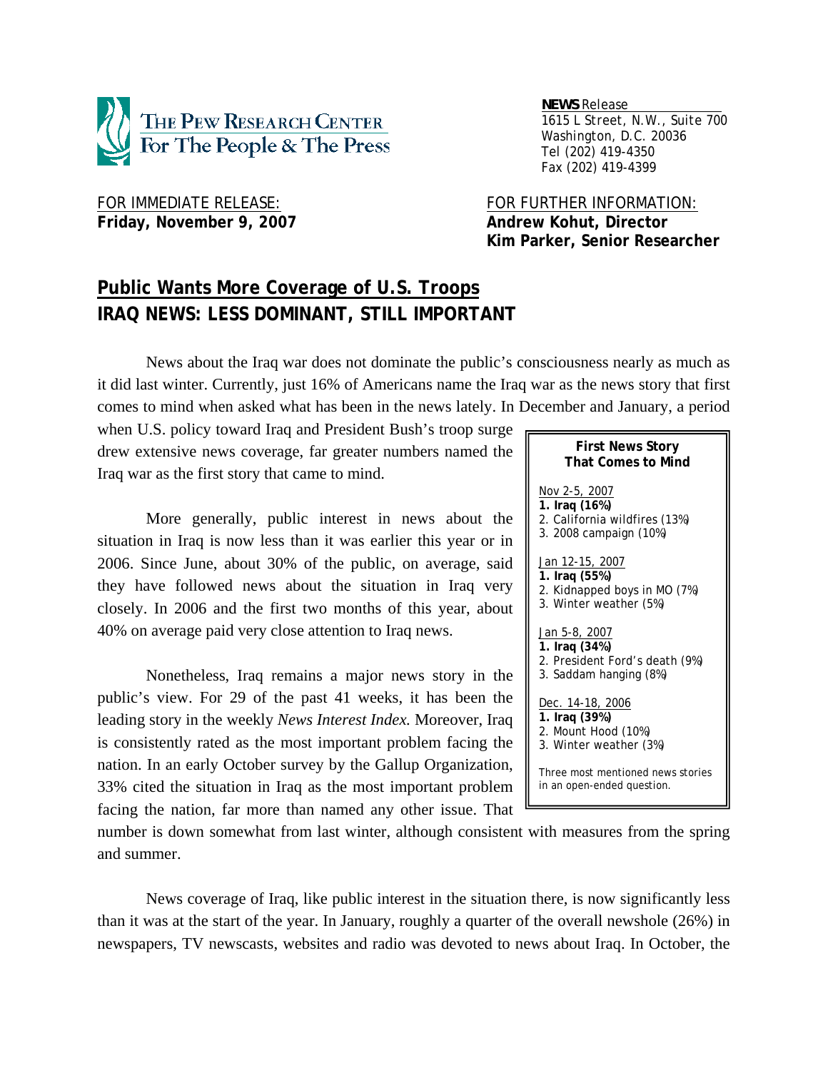The Pew Research Center For The People & The Press

**NEWS** Release
1615 L Street, N.W., Suite 700
Washington, D.C. 20036
Tel (202) 419-4350
Fax (202) 419-4399

FOR IMMEDIATE RELEASE:
**Friday, November 9, 2007**

FOR FURTHER INFORMATION:
**Andrew Kohut, Director**
**Kim Parker, Senior Researcher**

# Public Wants More Coverage of U.S. Troops
## IRAQ NEWS: LESS DOMINANT, STILL IMPORTANT

News about the Iraq war does not dominate the public's consciousness nearly as much as it did last winter. Currently, just 16% of Americans name the Iraq war as the news story that first comes to mind when asked what has been in the news lately. In December and January, a period when U.S. policy toward Iraq and President Bush's troop surge drew extensive news coverage, far greater numbers named the Iraq war as the first story that came to mind.

**First News Story That Comes to Mind**

Nov 2-5, 2007
**1. Iraq (16%)**
2. California wildfires (13%)
3. 2008 campaign (10%)

Jan 12-15, 2007
**1. Iraq (55%)**
2. Kidnapped boys in MO (7%)
3. Winter weather (5%)

Jan 5-8, 2007
**1. Iraq (34%)**
2. President Ford's death (9%)
3. Saddam hanging (8%)

Dec. 14-18, 2006
**1. Iraq (39%)**
2. Mount Hood (10%)
3. Winter weather (3%)

Three most mentioned news stories in an open-ended question.

More generally, public interest in news about the situation in Iraq is now less than it was earlier this year or in 2006. Since June, about 30% of the public, on average, said they have followed news about the situation in Iraq very closely. In 2006 and the first two months of this year, about 40% on average paid very close attention to Iraq news.

Nonetheless, Iraq remains a major news story in the public's view. For 29 of the past 41 weeks, it has been the leading story in the weekly *News Interest Index.* Moreover, Iraq is consistently rated as the most important problem facing the nation. In an early October survey by the Gallup Organization, 33% cited the situation in Iraq as the most important problem facing the nation, far more than named any other issue. That number is down somewhat from last winter, although consistent with measures from the spring and summer.

News coverage of Iraq, like public interest in the situation there, is now significantly less than it was at the start of the year. In January, roughly a quarter of the overall newshole (26%) in newspapers, TV newscasts, websites and radio was devoted to news about Iraq. In October, the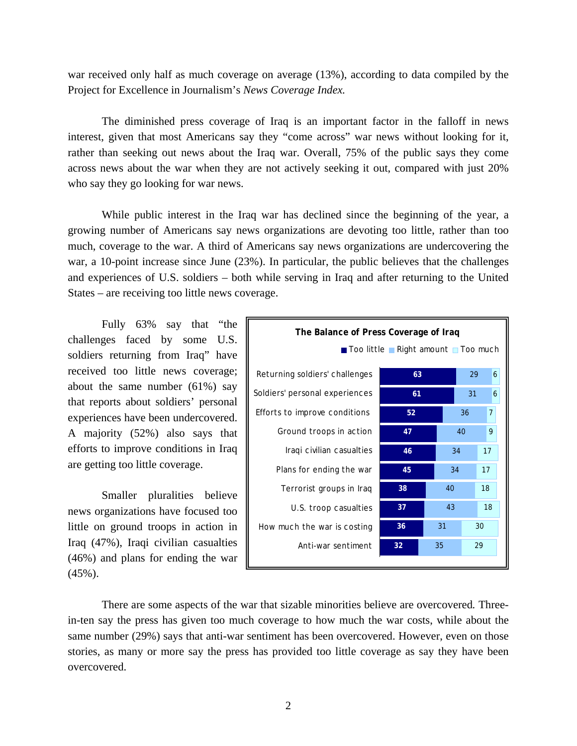war received only half as much coverage on average (13%), according to data compiled by the Project for Excellence in Journalism's *News Coverage Index.*

The diminished press coverage of Iraq is an important factor in the falloff in news interest, given that most Americans say they "come across" war news without looking for it, rather than seeking out news about the Iraq war. Overall, 75% of the public says they come across news about the war when they are not actively seeking it out, compared with just 20% who say they go looking for war news.

While public interest in the Iraq war has declined since the beginning of the year, a growing number of Americans say news organizations are devoting too little, rather than too much, coverage to the war. A third of Americans say news organizations are undercovering the war, a 10-point increase since June (23%). In particular, the public believes that the challenges and experiences of U.S. soldiers – both while serving in Iraq and after returning to the United States – are receiving too little news coverage.

Fully 63% say that "the challenges faced by some U.S. soldiers returning from Iraq" have received too little news coverage; about the same number (61%) say that reports about soldiers' personal experiences have been undercovered. A majority (52%) also says that efforts to improve conditions in Iraq are getting too little coverage.

Smaller pluralities believe news organizations have focused too little on ground troops in action in Iraq (47%), Iraqi civilian casualties (46%) and plans for ending the war (45%).

**The Balance of Press Coverage of Iraq**

| | Too little | Right amount | Too much |
|---|---|---|---|
| Returning soldiers' challenges | 63 | 29 | 6 |
| Soldiers' personal experiences | 61 | 31 | 6 |
| Efforts to improve conditions | 52 | 36 | 7 |
| Ground troops in action | 47 | 40 | 9 |
| Iraqi civilian casualties | 46 | 34 | 17 |
| Plans for ending the war | 45 | 34 | 17 |
| Terrorist groups in Iraq | 38 | 40 | 18 |
| U.S. troop casualties | 37 | 43 | 18 |
| How much the war is costing | 36 | 31 | 30 |
| Anti-war sentiment | 32 | 35 | 29 |

There are some aspects of the war that sizable minorities believe are overcovered. Three-in-ten say the press has given too much coverage to how much the war costs, while about the same number (29%) says that anti-war sentiment has been overcovered. However, even on those stories, as many or more say the press has provided too little coverage as say they have been overcovered.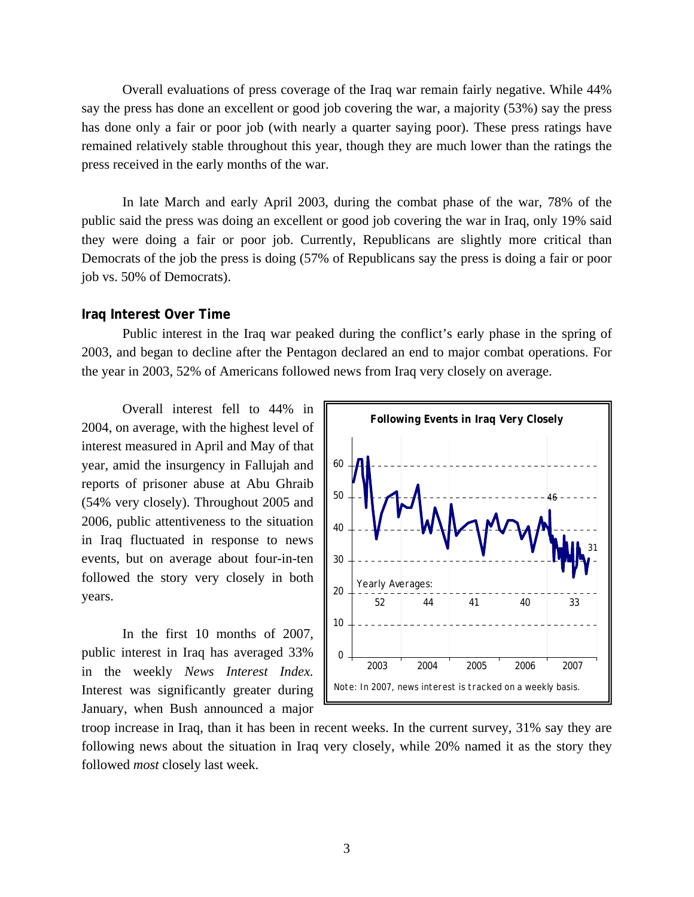Overall evaluations of press coverage of the Iraq war remain fairly negative. While 44% say the press has done an excellent or good job covering the war, a majority (53%) say the press has done only a fair or poor job (with nearly a quarter saying poor). These press ratings have remained relatively stable throughout this year, though they are much lower than the ratings the press received in the early months of the war.

In late March and early April 2003, during the combat phase of the war, 78% of the public said the press was doing an excellent or good job covering the war in Iraq, only 19% said they were doing a fair or poor job. Currently, Republicans are slightly more critical than Democrats of the job the press is doing (57% of Republicans say the press is doing a fair or poor job vs. 50% of Democrats).

### Iraq Interest Over Time

Public interest in the Iraq war peaked during the conflict's early phase in the spring of 2003, and began to decline after the Pentagon declared an end to major combat operations. For the year in 2003, 52% of Americans followed news from Iraq very closely on average.

Overall interest fell to 44% in 2004, on average, with the highest level of interest measured in April and May of that year, amid the insurgency in Fallujah and reports of prisoner abuse at Abu Ghraib (54% very closely). Throughout 2005 and 2006, public attentiveness to the situation in Iraq fluctuated in response to news events, but on average about four-in-ten followed the story very closely in both years.

**Following Events in Iraq Very Closely**

Yearly Averages:

| 2003 | 2004 | 2005 | 2006 | 2007 |
|---|---|---|---|---|
| 52 | 44 | 41 | 40 | 33 |

Note: In 2007, news interest is tracked on a weekly basis.

In the first 10 months of 2007, public interest in Iraq has averaged 33% in the weekly *News Interest Index.* Interest was significantly greater during January, when Bush announced a major troop increase in Iraq, than it has been in recent weeks. In the current survey, 31% say they are following news about the situation in Iraq very closely, while 20% named it as the story they followed *most* closely last week.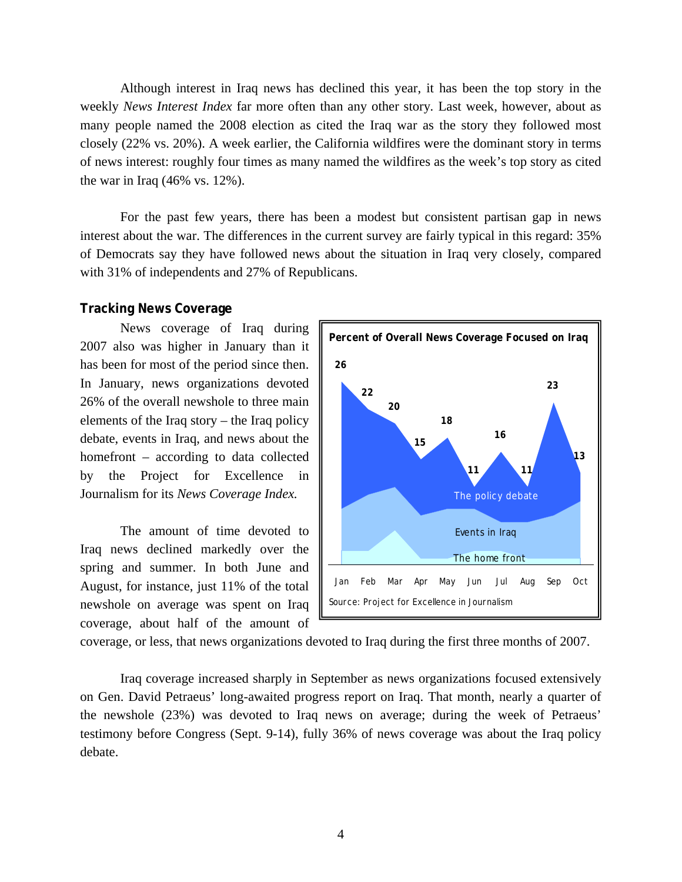Although interest in Iraq news has declined this year, it has been the top story in the weekly *News Interest Index* far more often than any other story. Last week, however, about as many people named the 2008 election as cited the Iraq war as the story they followed most closely (22% vs. 20%). A week earlier, the California wildfires were the dominant story in terms of news interest: roughly four times as many named the wildfires as the week's top story as cited the war in Iraq (46% vs. 12%).

For the past few years, there has been a modest but consistent partisan gap in news interest about the war. The differences in the current survey are fairly typical in this regard: 35% of Democrats say they have followed news about the situation in Iraq very closely, compared with 31% of independents and 27% of Republicans.

## Tracking News Coverage

News coverage of Iraq during 2007 also was higher in January than it has been for most of the period since then. In January, news organizations devoted 26% of the overall newshole to three main elements of the Iraq story – the Iraq policy debate, events in Iraq, and news about the homefront – according to data collected by the Project for Excellence in Journalism for its *News Coverage Index.*

**Percent of Overall News Coverage Focused on Iraq**

| Jan | Feb | Mar | Apr | May | Jun | Jul | Aug | Sep | Oct |
|---|---|---|---|---|---|---|---|---|---|
| 26 | 22 | 20 | 15 | 18 | 11 | 16 | 11 | 23 | 13 |

The policy debate / Events in Iraq / The home front

Source: Project for Excellence in Journalism

The amount of time devoted to Iraq news declined markedly over the spring and summer. In both June and August, for instance, just 11% of the total newshole on average was spent on Iraq coverage, about half of the amount of coverage, or less, that news organizations devoted to Iraq during the first three months of 2007.

Iraq coverage increased sharply in September as news organizations focused extensively on Gen. David Petraeus' long-awaited progress report on Iraq. That month, nearly a quarter of the newshole (23%) was devoted to Iraq news on average; during the week of Petraeus' testimony before Congress (Sept. 9-14), fully 36% of news coverage was about the Iraq policy debate.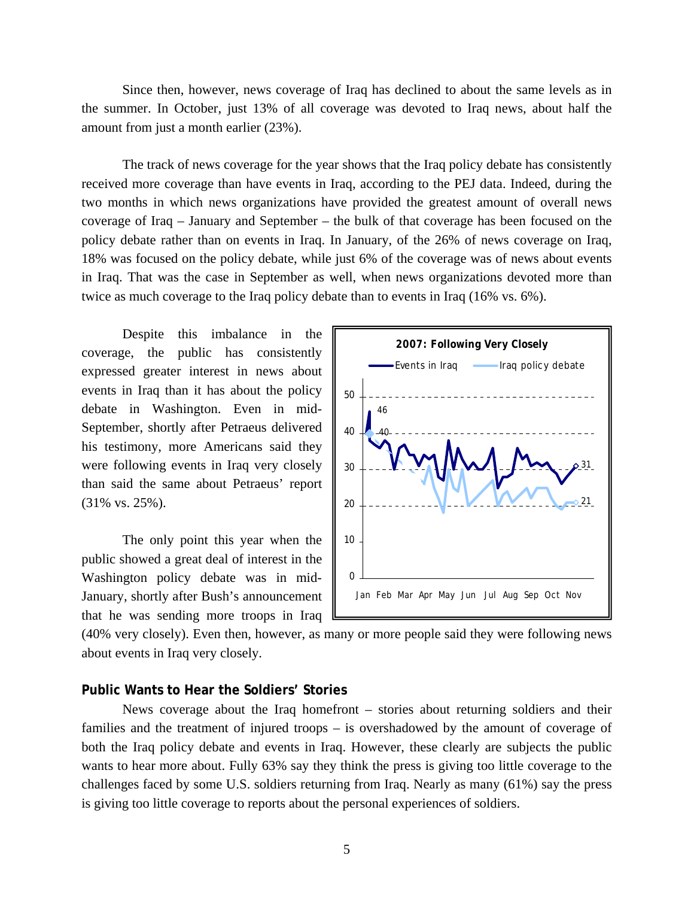Since then, however, news coverage of Iraq has declined to about the same levels as in the summer. In October, just 13% of all coverage was devoted to Iraq news, about half the amount from just a month earlier (23%).

The track of news coverage for the year shows that the Iraq policy debate has consistently received more coverage than have events in Iraq, according to the PEJ data. Indeed, during the two months in which news organizations have provided the greatest amount of overall news coverage of Iraq – January and September – the bulk of that coverage has been focused on the policy debate rather than on events in Iraq. In January, of the 26% of news coverage on Iraq, 18% was focused on the policy debate, while just 6% of the coverage was of news about events in Iraq. That was the case in September as well, when news organizations devoted more than twice as much coverage to the Iraq policy debate than to events in Iraq (16% vs. 6%).

Despite this imbalance in the coverage, the public has consistently expressed greater interest in news about events in Iraq than it has about the policy debate in Washington. Even in mid-September, shortly after Petraeus delivered his testimony, more Americans said they were following events in Iraq very closely than said the same about Petraeus' report (31% vs. 25%).

**2007: Following Very Closely**

Events in Iraq — Iraq policy debate

Jan Feb Mar Apr May Jun Jul Aug Sep Oct Nov

(Events in Iraq: 46 in Jan, 31 in Nov; Iraq policy debate: 40 in Jan, 21 in Nov)

The only point this year when the public showed a great deal of interest in the Washington policy debate was in mid-January, shortly after Bush's announcement that he was sending more troops in Iraq (40% very closely). Even then, however, as many or more people said they were following news about events in Iraq very closely.

### Public Wants to Hear the Soldiers' Stories

News coverage about the Iraq homefront – stories about returning soldiers and their families and the treatment of injured troops – is overshadowed by the amount of coverage of both the Iraq policy debate and events in Iraq. However, these clearly are subjects the public wants to hear more about. Fully 63% say they think the press is giving too little coverage to the challenges faced by some U.S. soldiers returning from Iraq. Nearly as many (61%) say the press is giving too little coverage to reports about the personal experiences of soldiers.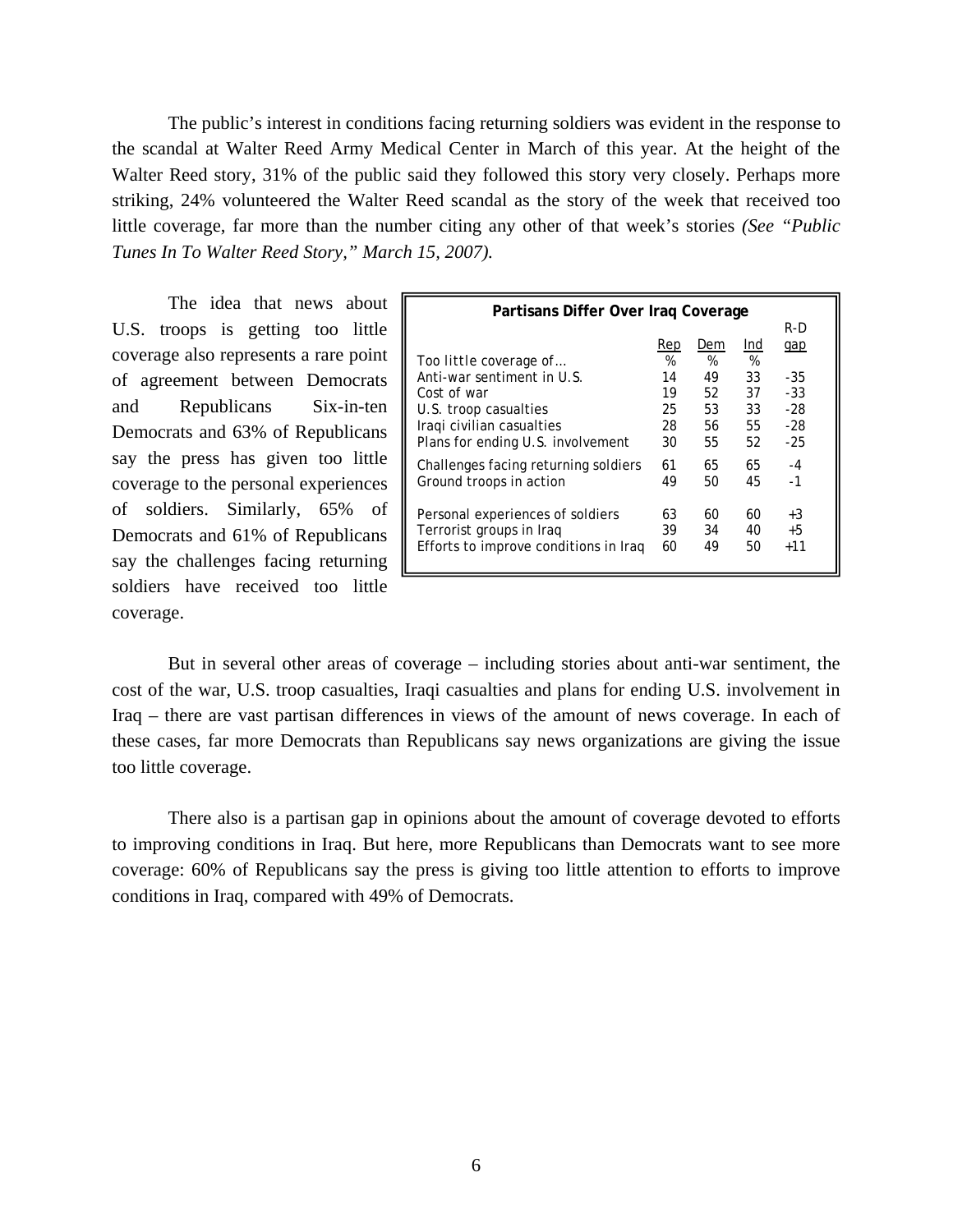The public's interest in conditions facing returning soldiers was evident in the response to the scandal at Walter Reed Army Medical Center in March of this year. At the height of the Walter Reed story, 31% of the public said they followed this story very closely. Perhaps more striking, 24% volunteered the Walter Reed scandal as the story of the week that received too little coverage, far more than the number citing any other of that week's stories *(See "Public Tunes In To Walter Reed Story," March 15, 2007).*

The idea that news about U.S. troops is getting too little coverage also represents a rare point of agreement between Democrats and Republicans Six-in-ten Democrats and 63% of Republicans say the press has given too little coverage to the personal experiences of soldiers. Similarly, 65% of Democrats and 61% of Republicans say the challenges facing returning soldiers have received too little coverage.

**Partisans Differ Over Iraq Coverage**

| Too little coverage of… | Rep | Dem | Ind | R-D gap |
|---|---|---|---|---|
| | % | % | % | |
| Anti-war sentiment in U.S. | 14 | 49 | 33 | -35 |
| Cost of war | 19 | 52 | 37 | -33 |
| U.S. troop casualties | 25 | 53 | 33 | -28 |
| Iraqi civilian casualties | 28 | 56 | 55 | -28 |
| Plans for ending U.S. involvement | 30 | 55 | 52 | -25 |
| Challenges facing returning soldiers | 61 | 65 | 65 | -4 |
| Ground troops in action | 49 | 50 | 45 | -1 |
| Personal experiences of soldiers | 63 | 60 | 60 | +3 |
| Terrorist groups in Iraq | 39 | 34 | 40 | +5 |
| Efforts to improve conditions in Iraq | 60 | 49 | 50 | +11 |

But in several other areas of coverage – including stories about anti-war sentiment, the cost of the war, U.S. troop casualties, Iraqi casualties and plans for ending U.S. involvement in Iraq – there are vast partisan differences in views of the amount of news coverage. In each of these cases, far more Democrats than Republicans say news organizations are giving the issue too little coverage.

There also is a partisan gap in opinions about the amount of coverage devoted to efforts to improving conditions in Iraq. But here, more Republicans than Democrats want to see more coverage: 60% of Republicans say the press is giving too little attention to efforts to improve conditions in Iraq, compared with 49% of Democrats.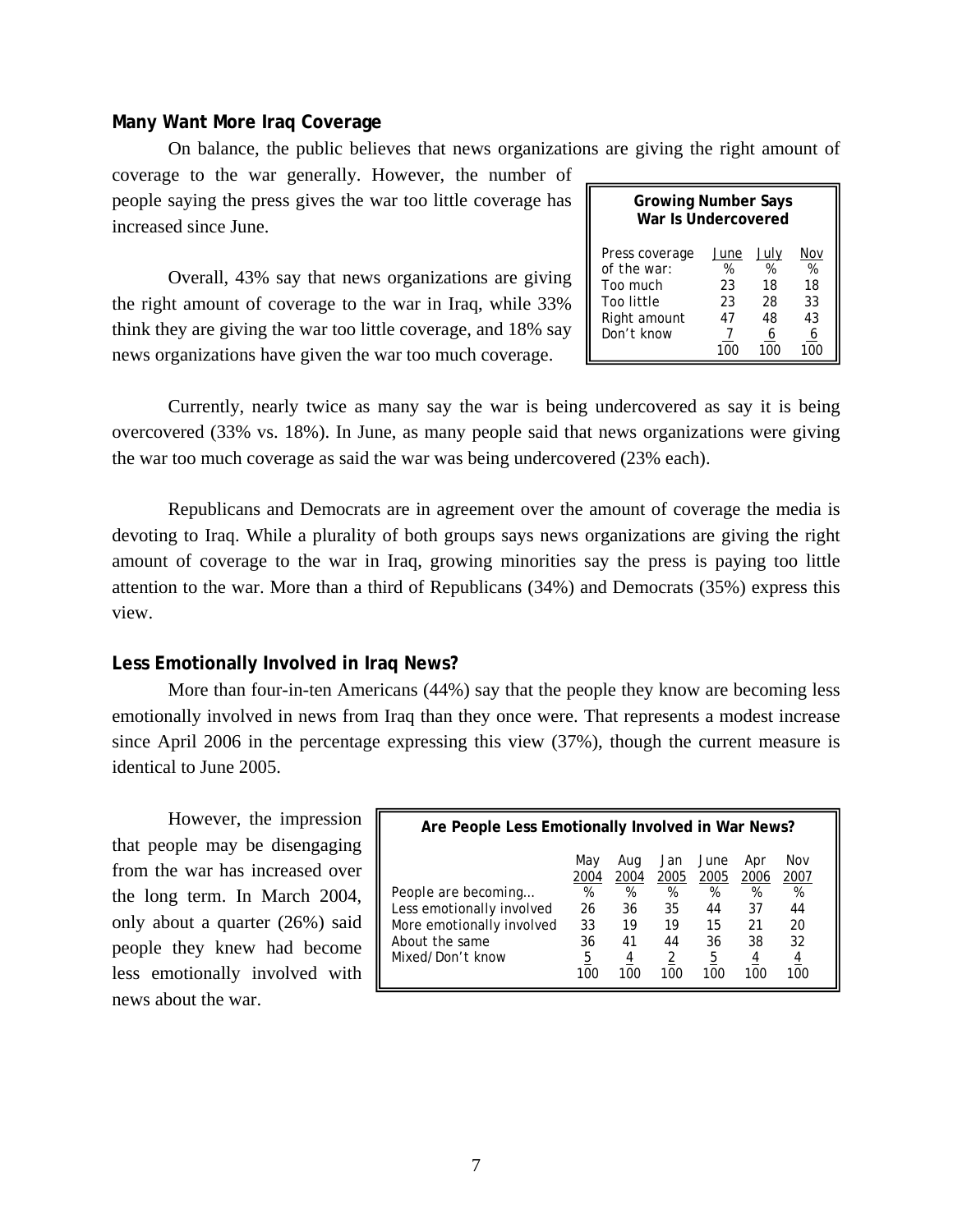### Many Want More Iraq Coverage

On balance, the public believes that news organizations are giving the right amount of coverage to the war generally. However, the number of people saying the press gives the war too little coverage has increased since June.

Overall, 43% say that news organizations are giving the right amount of coverage to the war in Iraq, while 33% think they are giving the war too little coverage, and 18% say news organizations have given the war too much coverage.

**Growing Number Says War Is Undercovered**

| Press coverage of the war: | June % | July % | Nov % |
|---|---|---|---|
| Too much | 23 | 18 | 18 |
| Too little | 23 | 28 | 33 |
| Right amount | 47 | 48 | 43 |
| Don't know | 7 | 6 | 6 |
| | 100 | 100 | 100 |

Currently, nearly twice as many say the war is being undercovered as say it is being overcovered (33% vs. 18%). In June, as many people said that news organizations were giving the war too much coverage as said the war was being undercovered (23% each).

Republicans and Democrats are in agreement over the amount of coverage the media is devoting to Iraq. While a plurality of both groups says news organizations are giving the right amount of coverage to the war in Iraq, growing minorities say the press is paying too little attention to the war. More than a third of Republicans (34%) and Democrats (35%) express this view.

### Less Emotionally Involved in Iraq News?

More than four-in-ten Americans (44%) say that the people they know are becoming less emotionally involved in news from Iraq than they once were. That represents a modest increase since April 2006 in the percentage expressing this view (37%), though the current measure is identical to June 2005.

However, the impression that people may be disengaging from the war has increased over the long term. In March 2004, only about a quarter (26%) said people they knew had become less emotionally involved with news about the war.

**Are People Less Emotionally Involved in War News?**

| People are becoming… | May 2004 % | Aug 2004 % | Jan 2005 % | June 2005 % | Apr 2006 % | Nov 2007 % |
|---|---|---|---|---|---|---|
| Less emotionally involved | 26 | 36 | 35 | 44 | 37 | 44 |
| More emotionally involved | 33 | 19 | 19 | 15 | 21 | 20 |
| About the same | 36 | 41 | 44 | 36 | 38 | 32 |
| Mixed/Don't know | 5 | 4 | 2 | 5 | 4 | 4 |
| | 100 | 100 | 100 | 100 | 100 | 100 |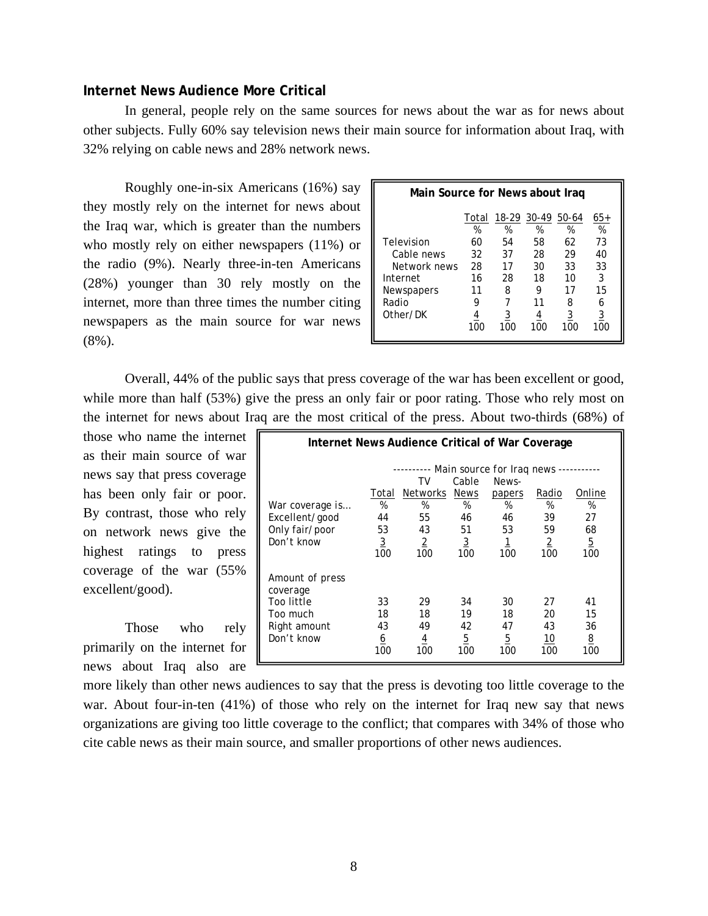### Internet News Audience More Critical

In general, people rely on the same sources for news about the war as for news about other subjects. Fully 60% say television news their main source for information about Iraq, with 32% relying on cable news and 28% network news.

Roughly one-in-six Americans (16%) say they mostly rely on the internet for news about the Iraq war, which is greater than the numbers who mostly rely on either newspapers (11%) or the radio (9%). Nearly three-in-ten Americans (28%) younger than 30 rely mostly on the internet, more than three times the number citing newspapers as the main source for war news (8%).

**Main Source for News about Iraq**

| | Total | 18-29 | 30-49 | 50-64 | 65+ |
|---|---|---|---|---|---|
| | % | % | % | % | % |
| Television | 60 | 54 | 58 | 62 | 73 |
| Cable news | 32 | 37 | 28 | 29 | 40 |
| Network news | 28 | 17 | 30 | 33 | 33 |
| Internet | 16 | 28 | 18 | 10 | 3 |
| Newspapers | 11 | 8 | 9 | 17 | 15 |
| Radio | 9 | 7 | 11 | 8 | 6 |
| Other/DK | 4 | 3 | 4 | 3 | 3 |
| | 100 | 100 | 100 | 100 | 100 |

Overall, 44% of the public says that press coverage of the war has been excellent or good, while more than half (53%) give the press an only fair or poor rating. Those who rely most on the internet for news about Iraq are the most critical of the press. About two-thirds (68%) of those who name the internet as their main source of war news say that press coverage has been only fair or poor. By contrast, those who rely on network news give the highest ratings to press coverage of the war (55% excellent/good).

**Internet News Audience Critical of War Coverage**

| | | ---------- Main source for Iraq news ----------- | | | | |
|---|---|---|---|---|---|---|
| | Total | TV Networks | Cable News | News-papers | Radio | Online |
| War coverage is… | % | % | % | % | % | % |
| Excellent/good | 44 | 55 | 46 | 46 | 39 | 27 |
| Only fair/poor | 53 | 43 | 51 | 53 | 59 | 68 |
| Don't know | 3 | 2 | 3 | 1 | 2 | 5 |
| | 100 | 100 | 100 | 100 | 100 | 100 |
| Amount of press coverage | | | | | | |
| Too little | 33 | 29 | 34 | 30 | 27 | 41 |
| Too much | 18 | 18 | 19 | 18 | 20 | 15 |
| Right amount | 43 | 49 | 42 | 47 | 43 | 36 |
| Don't know | 6 | 4 | 5 | 5 | 10 | 8 |
| | 100 | 100 | 100 | 100 | 100 | 100 |

Those who rely primarily on the internet for news about Iraq also are more likely than other news audiences to say that the press is devoting too little coverage to the war. About four-in-ten (41%) of those who rely on the internet for Iraq new say that news organizations are giving too little coverage to the conflict; that compares with 34% of those who cite cable news as their main source, and smaller proportions of other news audiences.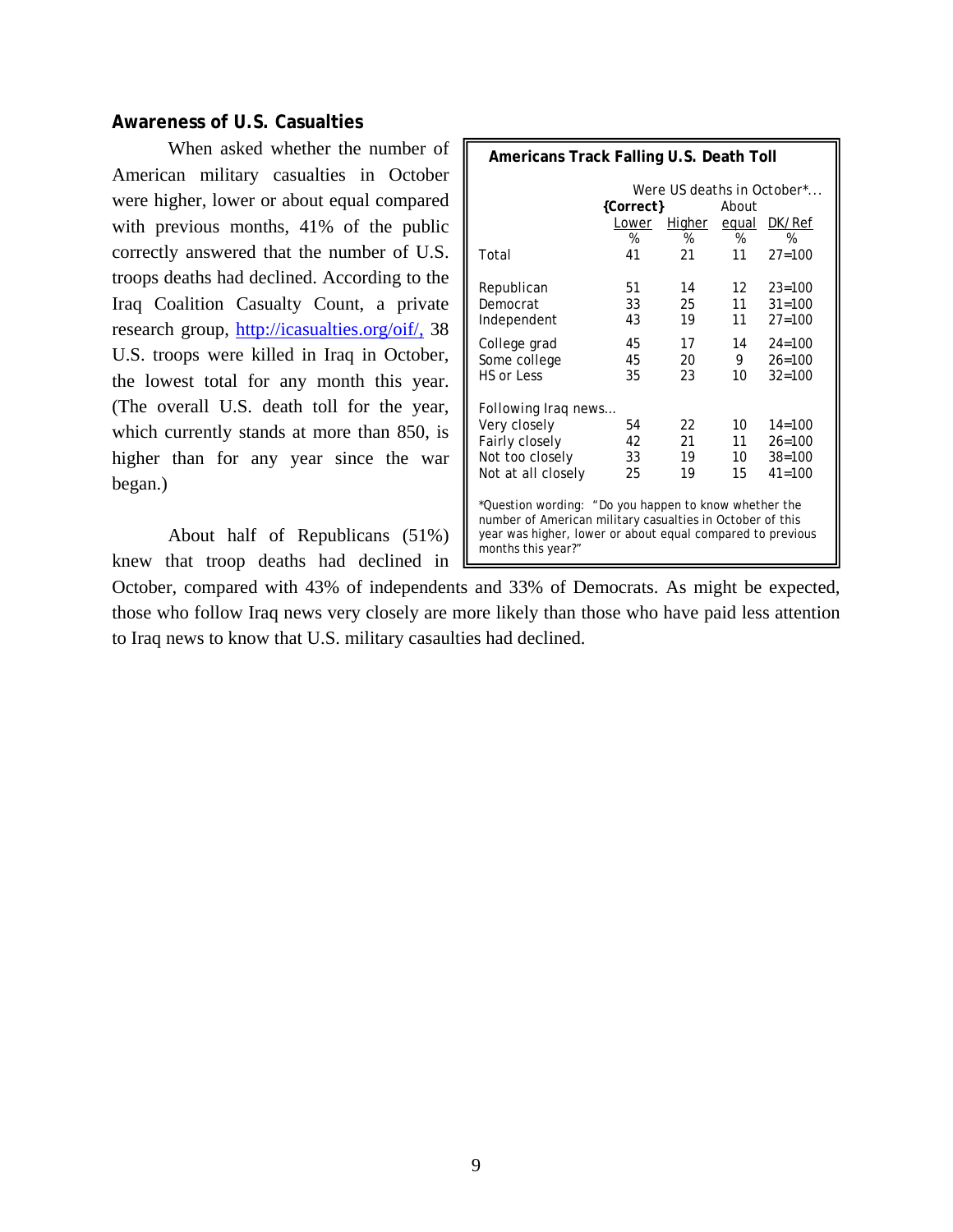## Awareness of U.S. Casualties

When asked whether the number of American military casualties in October were higher, lower or about equal compared with previous months, 41% of the public correctly answered that the number of U.S. troops deaths had declined. According to the Iraq Coalition Casualty Count, a private research group, http://icasualties.org/oif/, 38 U.S. troops were killed in Iraq in October, the lowest total for any month this year. (The overall U.S. death toll for the year, which currently stands at more than 850, is higher than for any year since the war began.)

About half of Republicans (51%) knew that troop deaths had declined in October, compared with 43% of independents and 33% of Democrats. As might be expected, those who follow Iraq news very closely are more likely than those who have paid less attention to Iraq news to know that U.S. military casaulties had declined.

**Americans Track Falling U.S. Death Toll**

| | Were US deaths in October*... | | | |
|---|---|---|---|---|
| | {Correct} Lower | Higher | About equal | DK/Ref |
| | % | % | % | % |
| Total | 41 | 21 | 11 | 27=100 |
| Republican | 51 | 14 | 12 | 23=100 |
| Democrat | 33 | 25 | 11 | 31=100 |
| Independent | 43 | 19 | 11 | 27=100 |
| College grad | 45 | 17 | 14 | 24=100 |
| Some college | 45 | 20 | 9 | 26=100 |
| HS or Less | 35 | 23 | 10 | 32=100 |
| Following Iraq news... | | | | |
| Very closely | 54 | 22 | 10 | 14=100 |
| Fairly closely | 42 | 21 | 11 | 26=100 |
| Not too closely | 33 | 19 | 10 | 38=100 |
| Not at all closely | 25 | 19 | 15 | 41=100 |

*Question wording: "Do you happen to know whether the number of American military casualties in October of this year was higher, lower or about equal compared to previous months this year?"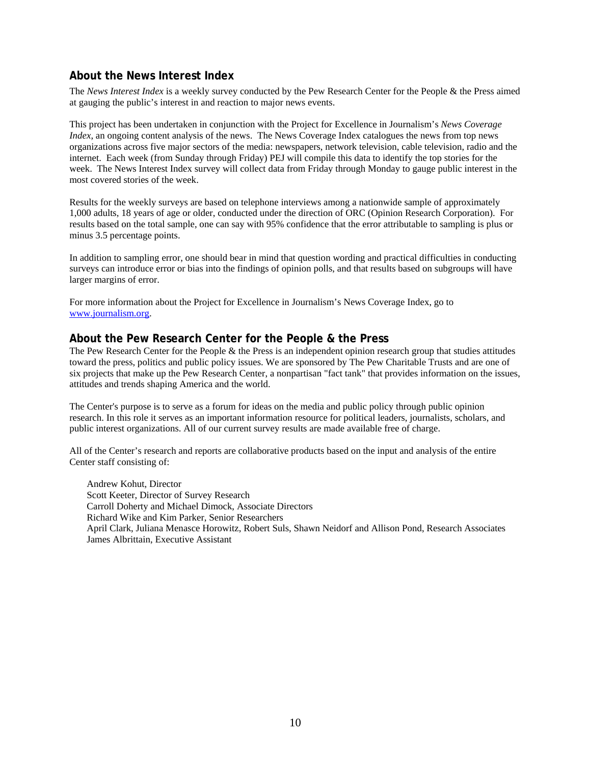## About the News Interest Index

The *News Interest Index* is a weekly survey conducted by the Pew Research Center for the People & the Press aimed at gauging the public's interest in and reaction to major news events.

This project has been undertaken in conjunction with the Project for Excellence in Journalism's *News Coverage Index*, an ongoing content analysis of the news. The News Coverage Index catalogues the news from top news organizations across five major sectors of the media: newspapers, network television, cable television, radio and the internet. Each week (from Sunday through Friday) PEJ will compile this data to identify the top stories for the week. The News Interest Index survey will collect data from Friday through Monday to gauge public interest in the most covered stories of the week.

Results for the weekly surveys are based on telephone interviews among a nationwide sample of approximately 1,000 adults, 18 years of age or older, conducted under the direction of ORC (Opinion Research Corporation). For results based on the total sample, one can say with 95% confidence that the error attributable to sampling is plus or minus 3.5 percentage points.

In addition to sampling error, one should bear in mind that question wording and practical difficulties in conducting surveys can introduce error or bias into the findings of opinion polls, and that results based on subgroups will have larger margins of error.

For more information about the Project for Excellence in Journalism's News Coverage Index, go to [www.journalism.org](http://www.journalism.org).

## About the Pew Research Center for the People & the Press

The Pew Research Center for the People & the Press is an independent opinion research group that studies attitudes toward the press, politics and public policy issues. We are sponsored by The Pew Charitable Trusts and are one of six projects that make up the Pew Research Center, a nonpartisan "fact tank" that provides information on the issues, attitudes and trends shaping America and the world.

The Center's purpose is to serve as a forum for ideas on the media and public policy through public opinion research. In this role it serves as an important information resource for political leaders, journalists, scholars, and public interest organizations. All of our current survey results are made available free of charge.

All of the Center's research and reports are collaborative products based on the input and analysis of the entire Center staff consisting of:

Andrew Kohut, Director
Scott Keeter, Director of Survey Research
Carroll Doherty and Michael Dimock, Associate Directors
Richard Wike and Kim Parker, Senior Researchers
April Clark, Juliana Menasce Horowitz, Robert Suls, Shawn Neidorf and Allison Pond, Research Associates
James Albrittain, Executive Assistant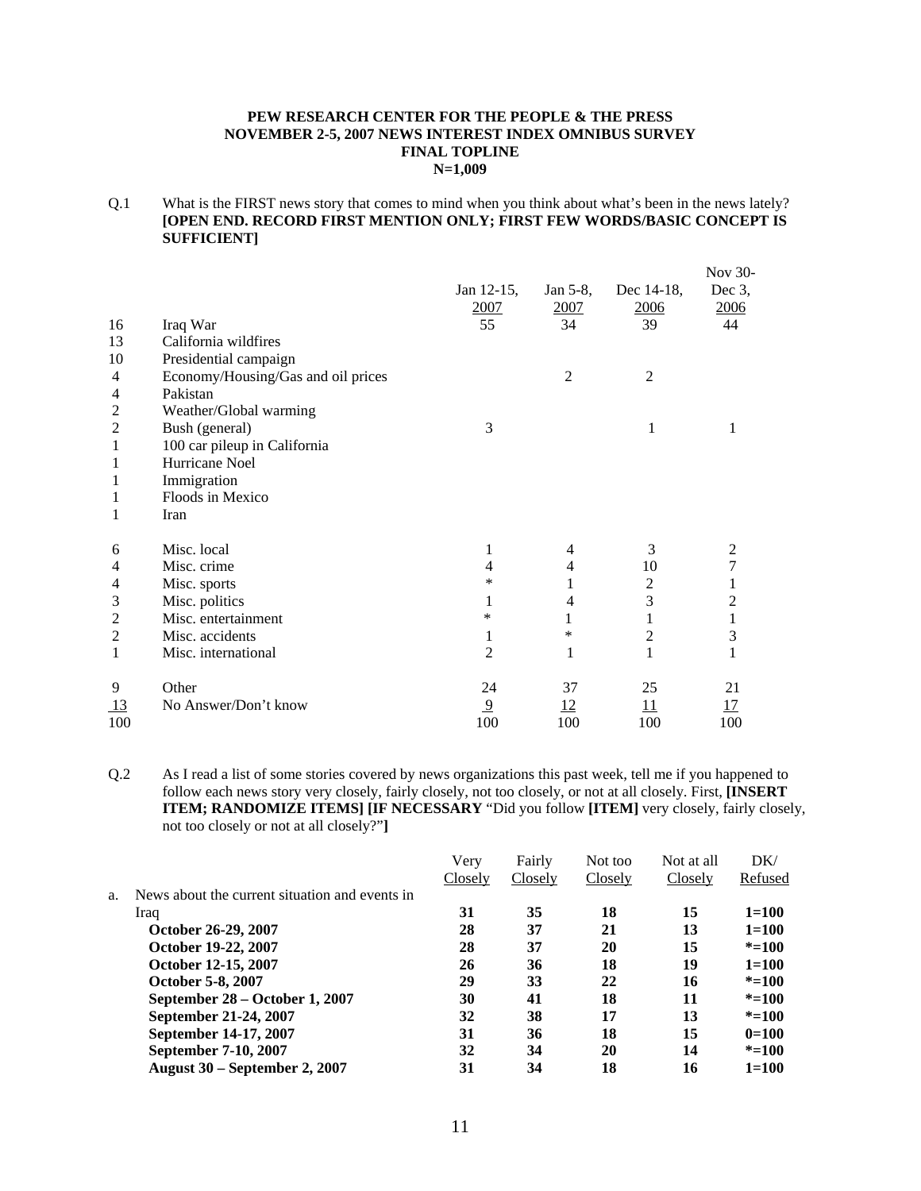**PEW RESEARCH CENTER FOR THE PEOPLE & THE PRESS**
**NOVEMBER 2-5, 2007 NEWS INTEREST INDEX OMNIBUS SURVEY**
**FINAL TOPLINE**
**N=1,009**

Q.1 What is the FIRST news story that comes to mind when you think about what's been in the news lately? **[OPEN END. RECORD FIRST MENTION ONLY; FIRST FEW WORDS/BASIC CONCEPT IS SUFFICIENT]**

| | | Jan 12-15, 2007 | Jan 5-8, 2007 | Dec 14-18, 2006 | Nov 30-Dec 3, 2006 |
|---|---|---|---|---|---|
| 16 | Iraq War | 55 | 34 | 39 | 44 |
| 13 | California wildfires | | | | |
| 10 | Presidential campaign | | | | |
| 4 | Economy/Housing/Gas and oil prices | | 2 | 2 | |
| 4 | Pakistan | | | | |
| 2 | Weather/Global warming | | | | |
| 2 | Bush (general) | 3 | | 1 | 1 |
| 1 | 100 car pileup in California | | | | |
| 1 | Hurricane Noel | | | | |
| 1 | Immigration | | | | |
| 1 | Floods in Mexico | | | | |
| 1 | Iran | | | | |
| 6 | Misc. local | 1 | 4 | 3 | 2 |
| 4 | Misc. crime | 4 | 4 | 10 | 7 |
| 4 | Misc. sports | * | 1 | 2 | 1 |
| 3 | Misc. politics | 1 | 4 | 3 | 2 |
| 2 | Misc. entertainment | * | 1 | 1 | 1 |
| 2 | Misc. accidents | 1 | * | 2 | 3 |
| 1 | Misc. international | 2 | 1 | 1 | 1 |
| 9 | Other | 24 | 37 | 25 | 21 |
| 13 | No Answer/Don't know | 9 | 12 | 11 | 17 |
| 100 | | 100 | 100 | 100 | 100 |

Q.2 As I read a list of some stories covered by news organizations this past week, tell me if you happened to follow each news story very closely, fairly closely, not too closely, or not at all closely. First, **[INSERT ITEM; RANDOMIZE ITEMS] [IF NECESSARY** "Did you follow **[ITEM]** very closely, fairly closely, not too closely or not at all closely?"**]**

| | Very Closely | Fairly Closely | Not too Closely | Not at all Closely | DK/ Refused |
|---|---|---|---|---|---|
| a. News about the current situation and events in Iraq | **31** | **35** | **18** | **15** | **1=100** |
| **October 26-29, 2007** | **28** | **37** | **21** | **13** | **1=100** |
| **October 19-22, 2007** | **28** | **37** | **20** | **15** | ***=100** |
| **October 12-15, 2007** | **26** | **36** | **18** | **19** | **1=100** |
| **October 5-8, 2007** | **29** | **33** | **22** | **16** | ***=100** |
| **September 28 – October 1, 2007** | **30** | **41** | **18** | **11** | ***=100** |
| **September 21-24, 2007** | **32** | **38** | **17** | **13** | ***=100** |
| **September 14-17, 2007** | **31** | **36** | **18** | **15** | **0=100** |
| **September 7-10, 2007** | **32** | **34** | **20** | **14** | ***=100** |
| **August 30 – September 2, 2007** | **31** | **34** | **18** | **16** | **1=100** |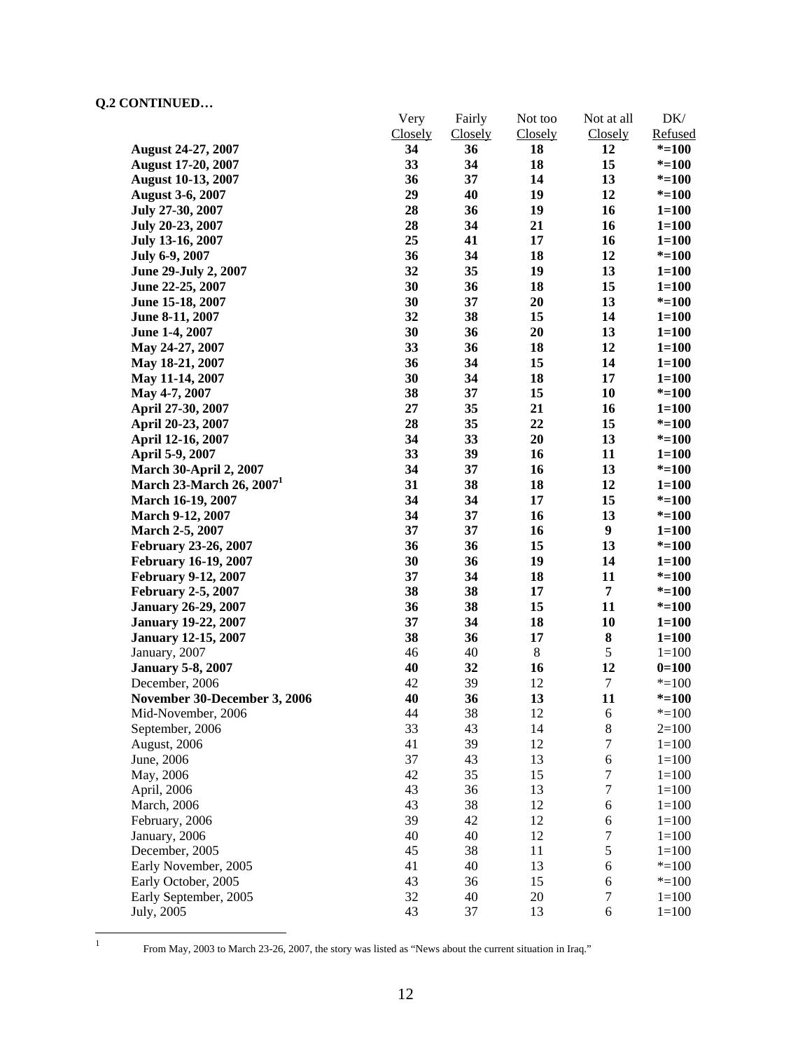**Q.2 CONTINUED…**

| | Very Closely | Fairly Closely | Not too Closely | Not at all Closely | DK/ Refused |
|---|---|---|---|---|---|
| **August 24-27, 2007** | **34** | **36** | **18** | **12** | ***=100** |
| **August 17-20, 2007** | **33** | **34** | **18** | **15** | ***=100** |
| **August 10-13, 2007** | **36** | **37** | **14** | **13** | ***=100** |
| **August 3-6, 2007** | **29** | **40** | **19** | **12** | ***=100** |
| **July 27-30, 2007** | **28** | **36** | **19** | **16** | **1=100** |
| **July 20-23, 2007** | **28** | **34** | **21** | **16** | **1=100** |
| **July 13-16, 2007** | **25** | **41** | **17** | **16** | **1=100** |
| **July 6-9, 2007** | **36** | **34** | **18** | **12** | ***=100** |
| **June 29-July 2, 2007** | **32** | **35** | **19** | **13** | **1=100** |
| **June 22-25, 2007** | **30** | **36** | **18** | **15** | **1=100** |
| **June 15-18, 2007** | **30** | **37** | **20** | **13** | ***=100** |
| **June 8-11, 2007** | **32** | **38** | **15** | **14** | **1=100** |
| **June 1-4, 2007** | **30** | **36** | **20** | **13** | **1=100** |
| **May 24-27, 2007** | **33** | **36** | **18** | **12** | **1=100** |
| **May 18-21, 2007** | **36** | **34** | **15** | **14** | **1=100** |
| **May 11-14, 2007** | **30** | **34** | **18** | **17** | **1=100** |
| **May 4-7, 2007** | **38** | **37** | **15** | **10** | ***=100** |
| **April 27-30, 2007** | **27** | **35** | **21** | **16** | **1=100** |
| **April 20-23, 2007** | **28** | **35** | **22** | **15** | ***=100** |
| **April 12-16, 2007** | **34** | **33** | **20** | **13** | ***=100** |
| **April 5-9, 2007** | **33** | **39** | **16** | **11** | **1=100** |
| **March 30-April 2, 2007** | **34** | **37** | **16** | **13** | ***=100** |
| **March 23-March 26, 2007[1]** | **31** | **38** | **18** | **12** | **1=100** |
| **March 16-19, 2007** | **34** | **34** | **17** | **15** | ***=100** |
| **March 9-12, 2007** | **34** | **37** | **16** | **13** | ***=100** |
| **March 2-5, 2007** | **37** | **37** | **16** | **9** | **1=100** |
| **February 23-26, 2007** | **36** | **36** | **15** | **13** | ***=100** |
| **February 16-19, 2007** | **30** | **36** | **19** | **14** | **1=100** |
| **February 9-12, 2007** | **37** | **34** | **18** | **11** | ***=100** |
| **February 2-5, 2007** | **38** | **38** | **17** | **7** | ***=100** |
| **January 26-29, 2007** | **36** | **38** | **15** | **11** | ***=100** |
| **January 19-22, 2007** | **37** | **34** | **18** | **10** | **1=100** |
| **January 12-15, 2007** | **38** | **36** | **17** | **8** | **1=100** |
| January, 2007 | 46 | 40 | 8 | 5 | 1=100 |
| **January 5-8, 2007** | **40** | **32** | **16** | **12** | **0=100** |
| December, 2006 | 42 | 39 | 12 | 7 | *=100 |
| **November 30-December 3, 2006** | **40** | **36** | **13** | **11** | ***=100** |
| Mid-November, 2006 | 44 | 38 | 12 | 6 | *=100 |
| September, 2006 | 33 | 43 | 14 | 8 | 2=100 |
| August, 2006 | 41 | 39 | 12 | 7 | 1=100 |
| June, 2006 | 37 | 43 | 13 | 6 | 1=100 |
| May, 2006 | 42 | 35 | 15 | 7 | 1=100 |
| April, 2006 | 43 | 36 | 13 | 7 | 1=100 |
| March, 2006 | 43 | 38 | 12 | 6 | 1=100 |
| February, 2006 | 39 | 42 | 12 | 6 | 1=100 |
| January, 2006 | 40 | 40 | 12 | 7 | 1=100 |
| December, 2005 | 45 | 38 | 11 | 5 | 1=100 |
| Early November, 2005 | 41 | 40 | 13 | 6 | *=100 |
| Early October, 2005 | 43 | 36 | 15 | 6 | *=100 |
| Early September, 2005 | 32 | 40 | 20 | 7 | 1=100 |
| July, 2005 | 43 | 37 | 13 | 6 | 1=100 |

[1] From May, 2003 to March 23-26, 2007, the story was listed as "News about the current situation in Iraq."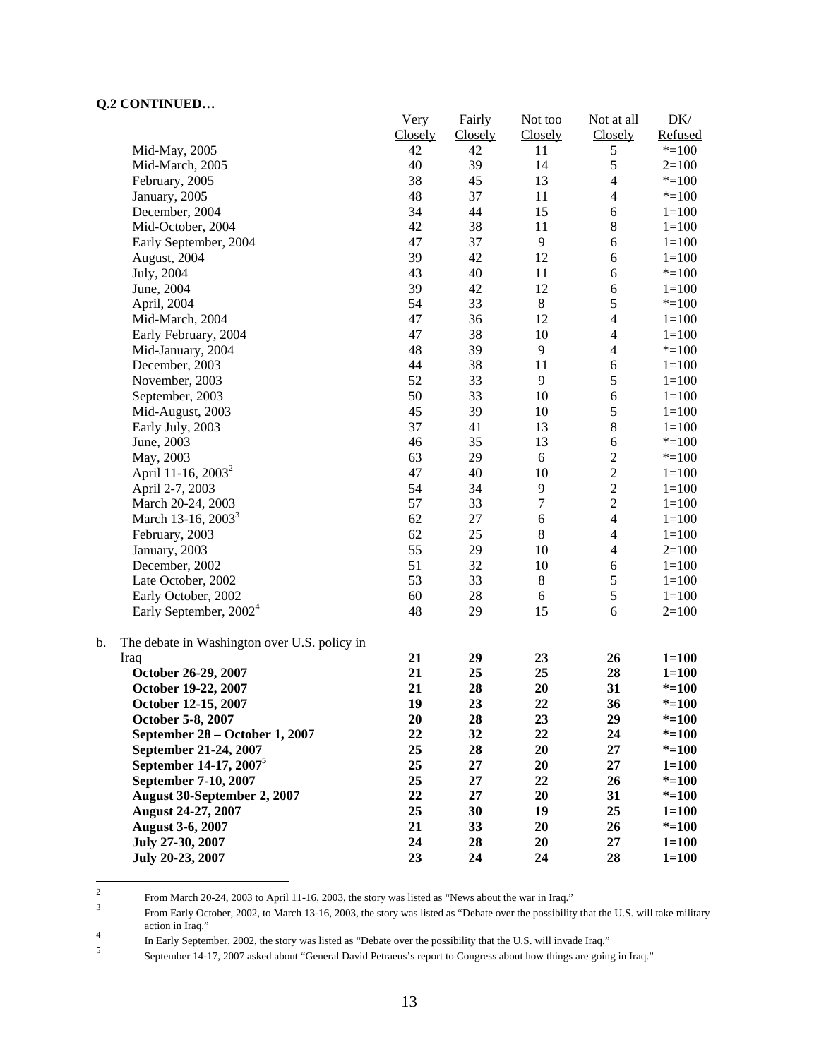**Q.2 CONTINUED…**

| | Very Closely | Fairly Closely | Not too Closely | Not at all Closely | DK/ Refused |
|---|---|---|---|---|---|
| Mid-May, 2005 | 42 | 42 | 11 | 5 | *=100 |
| Mid-March, 2005 | 40 | 39 | 14 | 5 | 2=100 |
| February, 2005 | 38 | 45 | 13 | 4 | *=100 |
| January, 2005 | 48 | 37 | 11 | 4 | *=100 |
| December, 2004 | 34 | 44 | 15 | 6 | 1=100 |
| Mid-October, 2004 | 42 | 38 | 11 | 8 | 1=100 |
| Early September, 2004 | 47 | 37 | 9 | 6 | 1=100 |
| August, 2004 | 39 | 42 | 12 | 6 | 1=100 |
| July, 2004 | 43 | 40 | 11 | 6 | *=100 |
| June, 2004 | 39 | 42 | 12 | 6 | 1=100 |
| April, 2004 | 54 | 33 | 8 | 5 | *=100 |
| Mid-March, 2004 | 47 | 36 | 12 | 4 | 1=100 |
| Early February, 2004 | 47 | 38 | 10 | 4 | 1=100 |
| Mid-January, 2004 | 48 | 39 | 9 | 4 | *=100 |
| December, 2003 | 44 | 38 | 11 | 6 | 1=100 |
| November, 2003 | 52 | 33 | 9 | 5 | 1=100 |
| September, 2003 | 50 | 33 | 10 | 6 | 1=100 |
| Mid-August, 2003 | 45 | 39 | 10 | 5 | 1=100 |
| Early July, 2003 | 37 | 41 | 13 | 8 | 1=100 |
| June, 2003 | 46 | 35 | 13 | 6 | *=100 |
| May, 2003 | 63 | 29 | 6 | 2 | *=100 |
| April 11-16, 2003[2] | 47 | 40 | 10 | 2 | 1=100 |
| April 2-7, 2003 | 54 | 34 | 9 | 2 | 1=100 |
| March 20-24, 2003 | 57 | 33 | 7 | 2 | 1=100 |
| March 13-16, 2003[3] | 62 | 27 | 6 | 4 | 1=100 |
| February, 2003 | 62 | 25 | 8 | 4 | 1=100 |
| January, 2003 | 55 | 29 | 10 | 4 | 2=100 |
| December, 2002 | 51 | 32 | 10 | 6 | 1=100 |
| Late October, 2002 | 53 | 33 | 8 | 5 | 1=100 |
| Early October, 2002 | 60 | 28 | 6 | 5 | 1=100 |
| Early September, 2002[4] | 48 | 29 | 15 | 6 | 2=100 |
| b. The debate in Washington over U.S. policy in Iraq | **21** | **29** | **23** | **26** | **1=100** |
| **October 26-29, 2007** | **21** | **25** | **25** | **28** | **1=100** |
| **October 19-22, 2007** | **21** | **28** | **20** | **31** | ***=100** |
| **October 12-15, 2007** | **19** | **23** | **22** | **36** | ***=100** |
| **October 5-8, 2007** | **20** | **28** | **23** | **29** | ***=100** |
| **September 28 – October 1, 2007** | **22** | **32** | **22** | **24** | ***=100** |
| **September 21-24, 2007** | **25** | **28** | **20** | **27** | ***=100** |
| **September 14-17, 2007[5]** | **25** | **27** | **20** | **27** | **1=100** |
| **September 7-10, 2007** | **25** | **27** | **22** | **26** | ***=100** |
| **August 30-September 2, 2007** | **22** | **27** | **20** | **31** | ***=100** |
| **August 24-27, 2007** | **25** | **30** | **19** | **25** | **1=100** |
| **August 3-6, 2007** | **21** | **33** | **20** | **26** | ***=100** |
| **July 27-30, 2007** | **24** | **28** | **20** | **27** | **1=100** |
| **July 20-23, 2007** | **23** | **24** | **24** | **28** | **1=100** |

---

[2] From March 20-24, 2003 to April 11-16, 2003, the story was listed as "News about the war in Iraq."

[3] From Early October, 2002, to March 13-16, 2003, the story was listed as "Debate over the possibility that the U.S. will take military action in Iraq."

[4] In Early September, 2002, the story was listed as "Debate over the possibility that the U.S. will invade Iraq."

[5] September 14-17, 2007 asked about "General David Petraeus's report to Congress about how things are going in Iraq."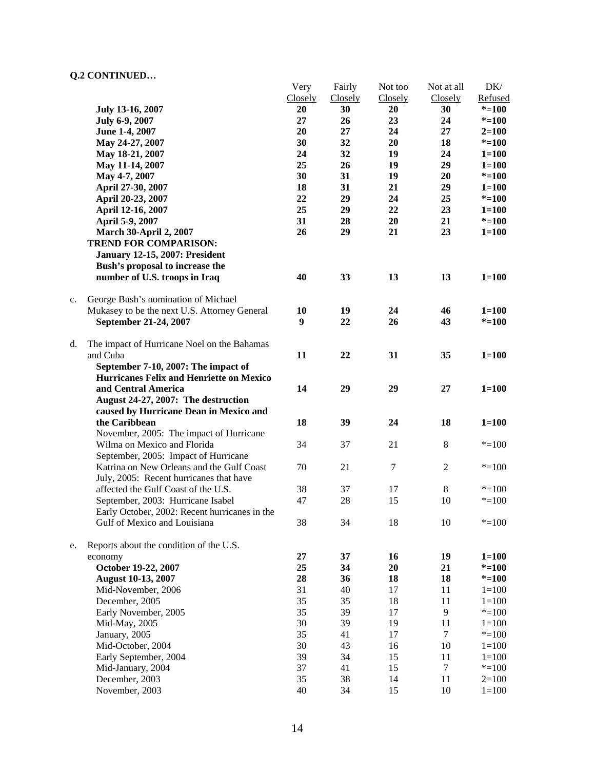**Q.2 CONTINUED…**

| | | Very Closely | Fairly Closely | Not too Closely | Not at all Closely | DK/ Refused |
|---|---|---|---|---|---|---|
| | **July 13-16, 2007** | **20** | **30** | **20** | **30** | **\*=100** |
| | **July 6-9, 2007** | **27** | **26** | **23** | **24** | **\*=100** |
| | **June 1-4, 2007** | **20** | **27** | **24** | **27** | **2=100** |
| | **May 24-27, 2007** | **30** | **32** | **20** | **18** | **\*=100** |
| | **May 18-21, 2007** | **24** | **32** | **19** | **24** | **1=100** |
| | **May 11-14, 2007** | **25** | **26** | **19** | **29** | **1=100** |
| | **May 4-7, 2007** | **30** | **31** | **19** | **20** | **\*=100** |
| | **April 27-30, 2007** | **18** | **31** | **21** | **29** | **1=100** |
| | **April 20-23, 2007** | **22** | **29** | **24** | **25** | **\*=100** |
| | **April 12-16, 2007** | **25** | **29** | **22** | **23** | **1=100** |
| | **April 5-9, 2007** | **31** | **28** | **20** | **21** | **\*=100** |
| | **March 30-April 2, 2007** | **26** | **29** | **21** | **23** | **1=100** |
| | **TREND FOR COMPARISON:** | | | | | |
| | **January 12-15, 2007: President Bush's proposal to increase the number of U.S. troops in Iraq** | **40** | **33** | **13** | **13** | **1=100** |
| c. | George Bush's nomination of Michael Mukasey to be the next U.S. Attorney General | **10** | **19** | **24** | **46** | **1=100** |
| | **September 21-24, 2007** | **9** | **22** | **26** | **43** | **\*=100** |
| d. | The impact of Hurricane Noel on the Bahamas and Cuba | **11** | **22** | **31** | **35** | **1=100** |
| | **September 7-10, 2007: The impact of Hurricanes Felix and Henriette on Mexico and Central America** | **14** | **29** | **29** | **27** | **1=100** |
| | **August 24-27, 2007: The destruction caused by Hurricane Dean in Mexico and the Caribbean** | **18** | **39** | **24** | **18** | **1=100** |
| | November, 2005: The impact of Hurricane Wilma on Mexico and Florida | 34 | 37 | 21 | 8 | \*=100 |
| | September, 2005: Impact of Hurricane Katrina on New Orleans and the Gulf Coast | 70 | 21 | 7 | 2 | \*=100 |
| | July, 2005: Recent hurricanes that have affected the Gulf Coast of the U.S. | 38 | 37 | 17 | 8 | \*=100 |
| | September, 2003: Hurricane Isabel | 47 | 28 | 15 | 10 | \*=100 |
| | Early October, 2002: Recent hurricanes in the Gulf of Mexico and Louisiana | 38 | 34 | 18 | 10 | \*=100 |
| e. | Reports about the condition of the U.S. economy | **27** | **37** | **16** | **19** | **1=100** |
| | **October 19-22, 2007** | **25** | **34** | **20** | **21** | **\*=100** |
| | **August 10-13, 2007** | **28** | **36** | **18** | **18** | **\*=100** |
| | Mid-November, 2006 | 31 | 40 | 17 | 11 | 1=100 |
| | December, 2005 | 35 | 35 | 18 | 11 | 1=100 |
| | Early November, 2005 | 35 | 39 | 17 | 9 | \*=100 |
| | Mid-May, 2005 | 30 | 39 | 19 | 11 | 1=100 |
| | January, 2005 | 35 | 41 | 17 | 7 | \*=100 |
| | Mid-October, 2004 | 30 | 43 | 16 | 10 | 1=100 |
| | Early September, 2004 | 39 | 34 | 15 | 11 | 1=100 |
| | Mid-January, 2004 | 37 | 41 | 15 | 7 | \*=100 |
| | December, 2003 | 35 | 38 | 14 | 11 | 2=100 |
| | November, 2003 | 40 | 34 | 15 | 10 | 1=100 |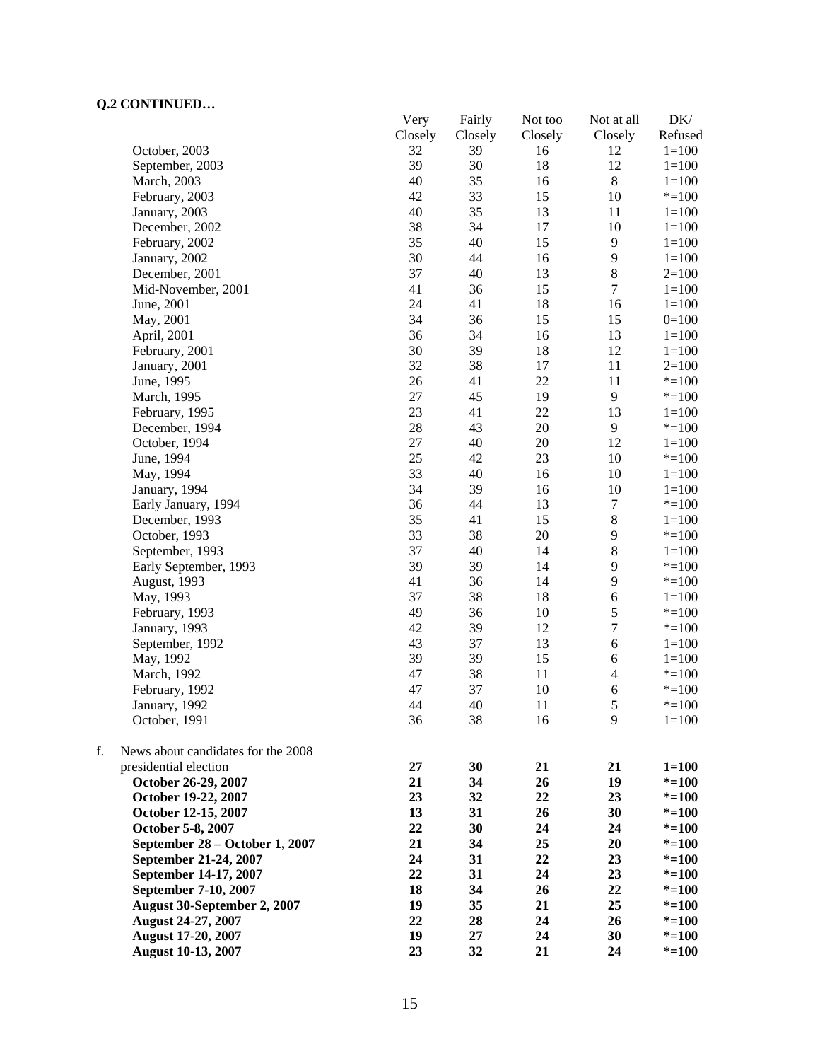**Q.2 CONTINUED…**

| | Very Closely | Fairly Closely | Not too Closely | Not at all Closely | DK/ Refused |
|---|---|---|---|---|---|
| October, 2003 | 32 | 39 | 16 | 12 | 1=100 |
| September, 2003 | 39 | 30 | 18 | 12 | 1=100 |
| March, 2003 | 40 | 35 | 16 | 8 | 1=100 |
| February, 2003 | 42 | 33 | 15 | 10 | *=100 |
| January, 2003 | 40 | 35 | 13 | 11 | 1=100 |
| December, 2002 | 38 | 34 | 17 | 10 | 1=100 |
| February, 2002 | 35 | 40 | 15 | 9 | 1=100 |
| January, 2002 | 30 | 44 | 16 | 9 | 1=100 |
| December, 2001 | 37 | 40 | 13 | 8 | 2=100 |
| Mid-November, 2001 | 41 | 36 | 15 | 7 | 1=100 |
| June, 2001 | 24 | 41 | 18 | 16 | 1=100 |
| May, 2001 | 34 | 36 | 15 | 15 | 0=100 |
| April, 2001 | 36 | 34 | 16 | 13 | 1=100 |
| February, 2001 | 30 | 39 | 18 | 12 | 1=100 |
| January, 2001 | 32 | 38 | 17 | 11 | 2=100 |
| June, 1995 | 26 | 41 | 22 | 11 | *=100 |
| March, 1995 | 27 | 45 | 19 | 9 | *=100 |
| February, 1995 | 23 | 41 | 22 | 13 | 1=100 |
| December, 1994 | 28 | 43 | 20 | 9 | *=100 |
| October, 1994 | 27 | 40 | 20 | 12 | 1=100 |
| June, 1994 | 25 | 42 | 23 | 10 | *=100 |
| May, 1994 | 33 | 40 | 16 | 10 | 1=100 |
| January, 1994 | 34 | 39 | 16 | 10 | 1=100 |
| Early January, 1994 | 36 | 44 | 13 | 7 | *=100 |
| December, 1993 | 35 | 41 | 15 | 8 | 1=100 |
| October, 1993 | 33 | 38 | 20 | 9 | *=100 |
| September, 1993 | 37 | 40 | 14 | 8 | 1=100 |
| Early September, 1993 | 39 | 39 | 14 | 9 | *=100 |
| August, 1993 | 41 | 36 | 14 | 9 | *=100 |
| May, 1993 | 37 | 38 | 18 | 6 | 1=100 |
| February, 1993 | 49 | 36 | 10 | 5 | *=100 |
| January, 1993 | 42 | 39 | 12 | 7 | *=100 |
| September, 1992 | 43 | 37 | 13 | 6 | 1=100 |
| May, 1992 | 39 | 39 | 15 | 6 | 1=100 |
| March, 1992 | 47 | 38 | 11 | 4 | *=100 |
| February, 1992 | 47 | 37 | 10 | 6 | *=100 |
| January, 1992 | 44 | 40 | 11 | 5 | *=100 |
| October, 1991 | 36 | 38 | 16 | 9 | 1=100 |
| f. News about candidates for the 2008 presidential election | **27** | **30** | **21** | **21** | **1=100** |
| **October 26-29, 2007** | **21** | **34** | **26** | **19** | ***=100** |
| **October 19-22, 2007** | **23** | **32** | **22** | **23** | ***=100** |
| **October 12-15, 2007** | **13** | **31** | **26** | **30** | ***=100** |
| **October 5-8, 2007** | **22** | **30** | **24** | **24** | ***=100** |
| **September 28 – October 1, 2007** | **21** | **34** | **25** | **20** | ***=100** |
| **September 21-24, 2007** | **24** | **31** | **22** | **23** | ***=100** |
| **September 14-17, 2007** | **22** | **31** | **24** | **23** | ***=100** |
| **September 7-10, 2007** | **18** | **34** | **26** | **22** | ***=100** |
| **August 30-September 2, 2007** | **19** | **35** | **21** | **25** | ***=100** |
| **August 24-27, 2007** | **22** | **28** | **24** | **26** | ***=100** |
| **August 17-20, 2007** | **19** | **27** | **24** | **30** | ***=100** |
| **August 10-13, 2007** | **23** | **32** | **21** | **24** | ***=100** |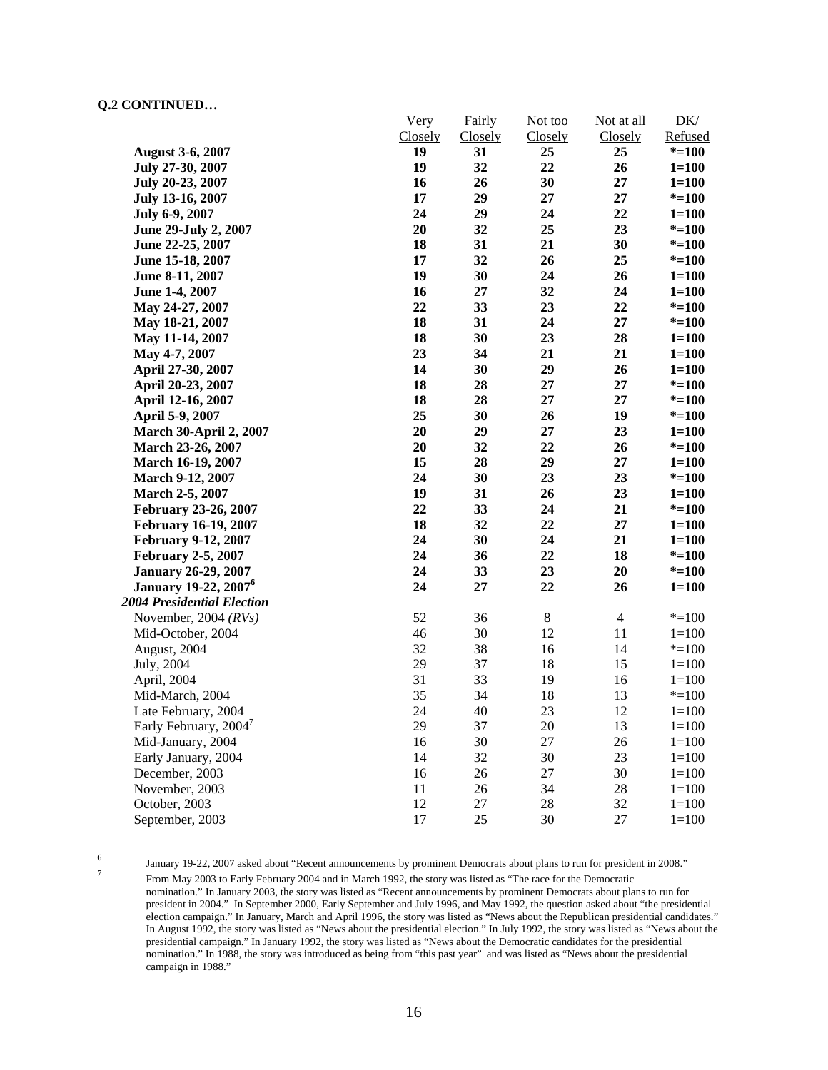**Q.2 CONTINUED…**

| | Very Closely | Fairly Closely | Not too Closely | Not at all Closely | DK/ Refused |
|---|---|---|---|---|---|
| **August 3-6, 2007** | **19** | **31** | **25** | **25** | ***=100** |
| **July 27-30, 2007** | **19** | **32** | **22** | **26** | **1=100** |
| **July 20-23, 2007** | **16** | **26** | **30** | **27** | **1=100** |
| **July 13-16, 2007** | **17** | **29** | **27** | **27** | ***=100** |
| **July 6-9, 2007** | **24** | **29** | **24** | **22** | **1=100** |
| **June 29-July 2, 2007** | **20** | **32** | **25** | **23** | ***=100** |
| **June 22-25, 2007** | **18** | **31** | **21** | **30** | ***=100** |
| **June 15-18, 2007** | **17** | **32** | **26** | **25** | ***=100** |
| **June 8-11, 2007** | **19** | **30** | **24** | **26** | **1=100** |
| **June 1-4, 2007** | **16** | **27** | **32** | **24** | **1=100** |
| **May 24-27, 2007** | **22** | **33** | **23** | **22** | ***=100** |
| **May 18-21, 2007** | **18** | **31** | **24** | **27** | ***=100** |
| **May 11-14, 2007** | **18** | **30** | **23** | **28** | **1=100** |
| **May 4-7, 2007** | **23** | **34** | **21** | **21** | **1=100** |
| **April 27-30, 2007** | **14** | **30** | **29** | **26** | **1=100** |
| **April 20-23, 2007** | **18** | **28** | **27** | **27** | ***=100** |
| **April 12-16, 2007** | **18** | **28** | **27** | **27** | ***=100** |
| **April 5-9, 2007** | **25** | **30** | **26** | **19** | ***=100** |
| **March 30-April 2, 2007** | **20** | **29** | **27** | **23** | **1=100** |
| **March 23-26, 2007** | **20** | **32** | **22** | **26** | ***=100** |
| **March 16-19, 2007** | **15** | **28** | **29** | **27** | **1=100** |
| **March 9-12, 2007** | **24** | **30** | **23** | **23** | ***=100** |
| **March 2-5, 2007** | **19** | **31** | **26** | **23** | **1=100** |
| **February 23-26, 2007** | **22** | **33** | **24** | **21** | ***=100** |
| **February 16-19, 2007** | **18** | **32** | **22** | **27** | **1=100** |
| **February 9-12, 2007** | **24** | **30** | **24** | **21** | **1=100** |
| **February 2-5, 2007** | **24** | **36** | **22** | **18** | ***=100** |
| **January 26-29, 2007** | **24** | **33** | **23** | **20** | ***=100** |
| **January 19-22, 2007[6]** | **24** | **27** | **22** | **26** | **1=100** |
| ***2004 Presidential Election*** | | | | | |
| November, 2004 *(RVs)* | 52 | 36 | 8 | 4 | *=100 |
| Mid-October, 2004 | 46 | 30 | 12 | 11 | 1=100 |
| August, 2004 | 32 | 38 | 16 | 14 | *=100 |
| July, 2004 | 29 | 37 | 18 | 15 | 1=100 |
| April, 2004 | 31 | 33 | 19 | 16 | 1=100 |
| Mid-March, 2004 | 35 | 34 | 18 | 13 | *=100 |
| Late February, 2004 | 24 | 40 | 23 | 12 | 1=100 |
| Early February, 2004[7] | 29 | 37 | 20 | 13 | 1=100 |
| Mid-January, 2004 | 16 | 30 | 27 | 26 | 1=100 |
| Early January, 2004 | 14 | 32 | 30 | 23 | 1=100 |
| December, 2003 | 16 | 26 | 27 | 30 | 1=100 |
| November, 2003 | 11 | 26 | 34 | 28 | 1=100 |
| October, 2003 | 12 | 27 | 28 | 32 | 1=100 |
| September, 2003 | 17 | 25 | 30 | 27 | 1=100 |

[6] January 19-22, 2007 asked about "Recent announcements by prominent Democrats about plans to run for president in 2008."

[7] From May 2003 to Early February 2004 and in March 1992, the story was listed as "The race for the Democratic nomination." In January 2003, the story was listed as "Recent announcements by prominent Democrats about plans to run for president in 2004." In September 2000, Early September and July 1996, and May 1992, the question asked about "the presidential election campaign." In January, March and April 1996, the story was listed as "News about the Republican presidential candidates." In August 1992, the story was listed as "News about the presidential election." In July 1992, the story was listed as "News about the presidential campaign." In January 1992, the story was listed as "News about the Democratic candidates for the presidential nomination." In 1988, the story was introduced as being from "this past year" and was listed as "News about the presidential campaign in 1988."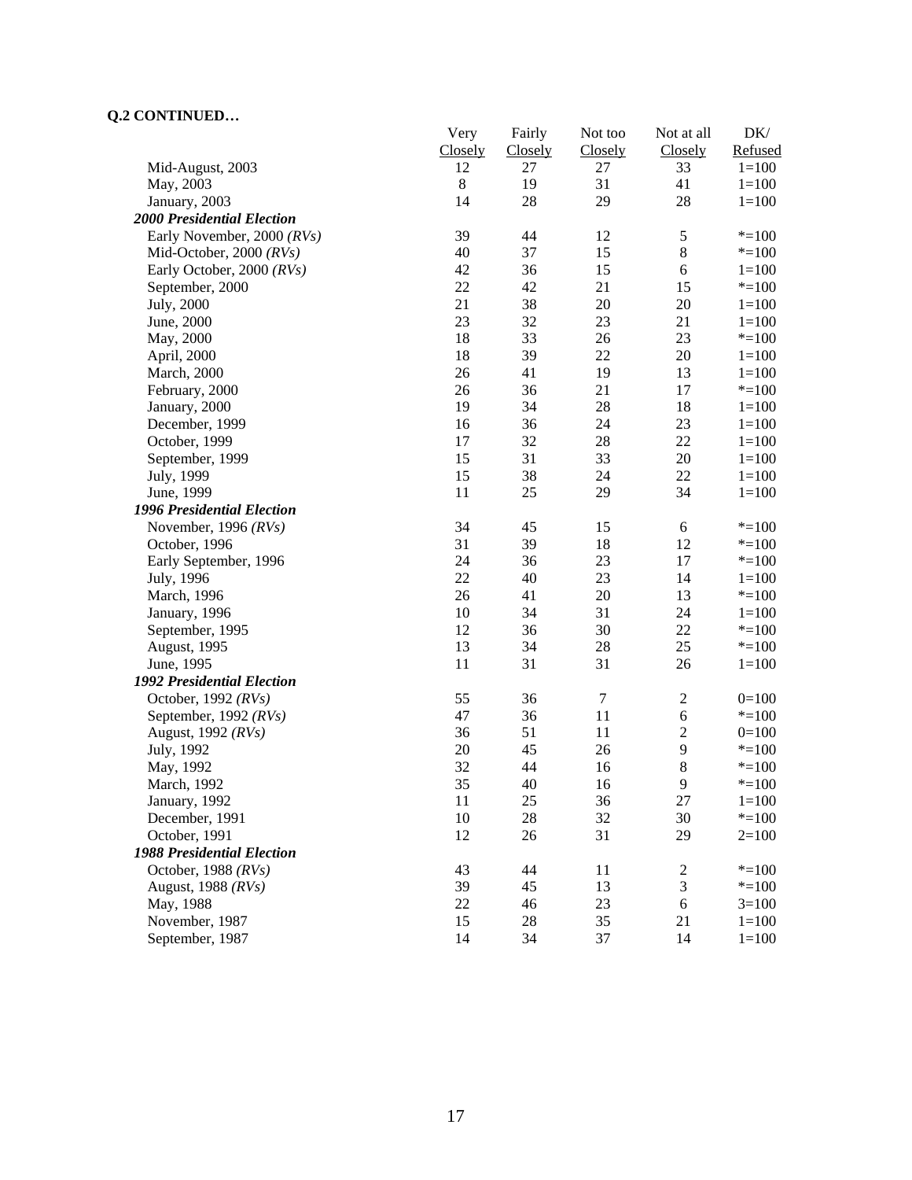**Q.2 CONTINUED…**

| | Very Closely | Fairly Closely | Not too Closely | Not at all Closely | DK/ Refused |
|---|---|---|---|---|---|
| Mid-August, 2003 | 12 | 27 | 27 | 33 | 1=100 |
| May, 2003 | 8 | 19 | 31 | 41 | 1=100 |
| January, 2003 | 14 | 28 | 29 | 28 | 1=100 |
| ***2000 Presidential Election*** | | | | | |
| Early November, 2000 *(RVs)* | 39 | 44 | 12 | 5 | *=100 |
| Mid-October, 2000 *(RVs)* | 40 | 37 | 15 | 8 | *=100 |
| Early October, 2000 *(RVs)* | 42 | 36 | 15 | 6 | 1=100 |
| September, 2000 | 22 | 42 | 21 | 15 | *=100 |
| July, 2000 | 21 | 38 | 20 | 20 | 1=100 |
| June, 2000 | 23 | 32 | 23 | 21 | 1=100 |
| May, 2000 | 18 | 33 | 26 | 23 | *=100 |
| April, 2000 | 18 | 39 | 22 | 20 | 1=100 |
| March, 2000 | 26 | 41 | 19 | 13 | 1=100 |
| February, 2000 | 26 | 36 | 21 | 17 | *=100 |
| January, 2000 | 19 | 34 | 28 | 18 | 1=100 |
| December, 1999 | 16 | 36 | 24 | 23 | 1=100 |
| October, 1999 | 17 | 32 | 28 | 22 | 1=100 |
| September, 1999 | 15 | 31 | 33 | 20 | 1=100 |
| July, 1999 | 15 | 38 | 24 | 22 | 1=100 |
| June, 1999 | 11 | 25 | 29 | 34 | 1=100 |
| ***1996 Presidential Election*** | | | | | |
| November, 1996 *(RVs)* | 34 | 45 | 15 | 6 | *=100 |
| October, 1996 | 31 | 39 | 18 | 12 | *=100 |
| Early September, 1996 | 24 | 36 | 23 | 17 | *=100 |
| July, 1996 | 22 | 40 | 23 | 14 | 1=100 |
| March, 1996 | 26 | 41 | 20 | 13 | *=100 |
| January, 1996 | 10 | 34 | 31 | 24 | 1=100 |
| September, 1995 | 12 | 36 | 30 | 22 | *=100 |
| August, 1995 | 13 | 34 | 28 | 25 | *=100 |
| June, 1995 | 11 | 31 | 31 | 26 | 1=100 |
| ***1992 Presidential Election*** | | | | | |
| October, 1992 *(RVs)* | 55 | 36 | 7 | 2 | 0=100 |
| September, 1992 *(RVs)* | 47 | 36 | 11 | 6 | *=100 |
| August, 1992 *(RVs)* | 36 | 51 | 11 | 2 | 0=100 |
| July, 1992 | 20 | 45 | 26 | 9 | *=100 |
| May, 1992 | 32 | 44 | 16 | 8 | *=100 |
| March, 1992 | 35 | 40 | 16 | 9 | *=100 |
| January, 1992 | 11 | 25 | 36 | 27 | 1=100 |
| December, 1991 | 10 | 28 | 32 | 30 | *=100 |
| October, 1991 | 12 | 26 | 31 | 29 | 2=100 |
| ***1988 Presidential Election*** | | | | | |
| October, 1988 *(RVs)* | 43 | 44 | 11 | 2 | *=100 |
| August, 1988 *(RVs)* | 39 | 45 | 13 | 3 | *=100 |
| May, 1988 | 22 | 46 | 23 | 6 | 3=100 |
| November, 1987 | 15 | 28 | 35 | 21 | 1=100 |
| September, 1987 | 14 | 34 | 37 | 14 | 1=100 |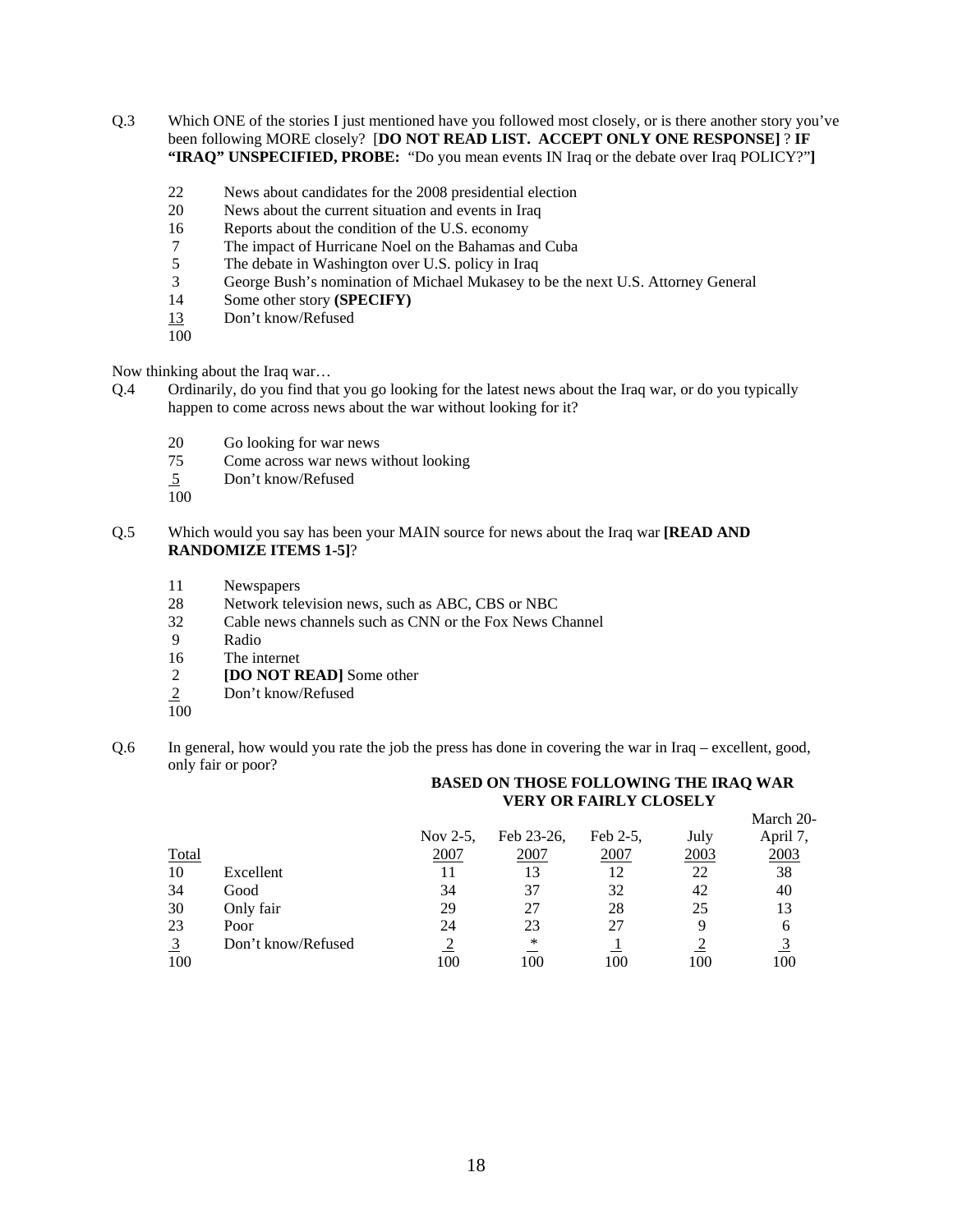Q.3 Which ONE of the stories I just mentioned have you followed most closely, or is there another story you've been following MORE closely? [**DO NOT READ LIST. ACCEPT ONLY ONE RESPONSE]** ? **IF "IRAQ" UNSPECIFIED, PROBE:** "Do you mean events IN Iraq or the debate over Iraq POLICY?"**]**

| | |
|---|---|
| 22 | News about candidates for the 2008 presidential election |
| 20 | News about the current situation and events in Iraq |
| 16 | Reports about the condition of the U.S. economy |
| 7 | The impact of Hurricane Noel on the Bahamas and Cuba |
| 5 | The debate in Washington over U.S. policy in Iraq |
| 3 | George Bush's nomination of Michael Mukasey to be the next U.S. Attorney General |
| 14 | Some other story **(SPECIFY)** |
| 13 | Don't know/Refused |
| 100 | |

Now thinking about the Iraq war…

Q.4 Ordinarily, do you find that you go looking for the latest news about the Iraq war, or do you typically happen to come across news about the war without looking for it?

| | |
|---|---|
| 20 | Go looking for war news |
| 75 | Come across war news without looking |
| 5 | Don't know/Refused |
| 100 | |

Q.5 Which would you say has been your MAIN source for news about the Iraq war **[READ AND RANDOMIZE ITEMS 1-5]**?

| | |
|---|---|
| 11 | Newspapers |
| 28 | Network television news, such as ABC, CBS or NBC |
| 32 | Cable news channels such as CNN or the Fox News Channel |
| 9 | Radio |
| 16 | The internet |
| 2 | **[DO NOT READ]** Some other |
| 2 | Don't know/Refused |
| 100 | |

Q.6 In general, how would you rate the job the press has done in covering the war in Iraq – excellent, good, only fair or poor?

| | | BASED ON THOSE FOLLOWING THE IRAQ WAR VERY OR FAIRLY CLOSELY | | | | |
|---|---|---|---|---|---|---|
| Total | | Nov 2-5, 2007 | Feb 23-26, 2007 | Feb 2-5, 2007 | July 2003 | March 20-April 7, 2003 |
| 10 | Excellent | 11 | 13 | 12 | 22 | 38 |
| 34 | Good | 34 | 37 | 32 | 42 | 40 |
| 30 | Only fair | 29 | 27 | 28 | 25 | 13 |
| 23 | Poor | 24 | 23 | 27 | 9 | 6 |
| 3 | Don't know/Refused | 2 | * | 1 | 2 | 3 |
| 100 | | 100 | 100 | 100 | 100 | 100 |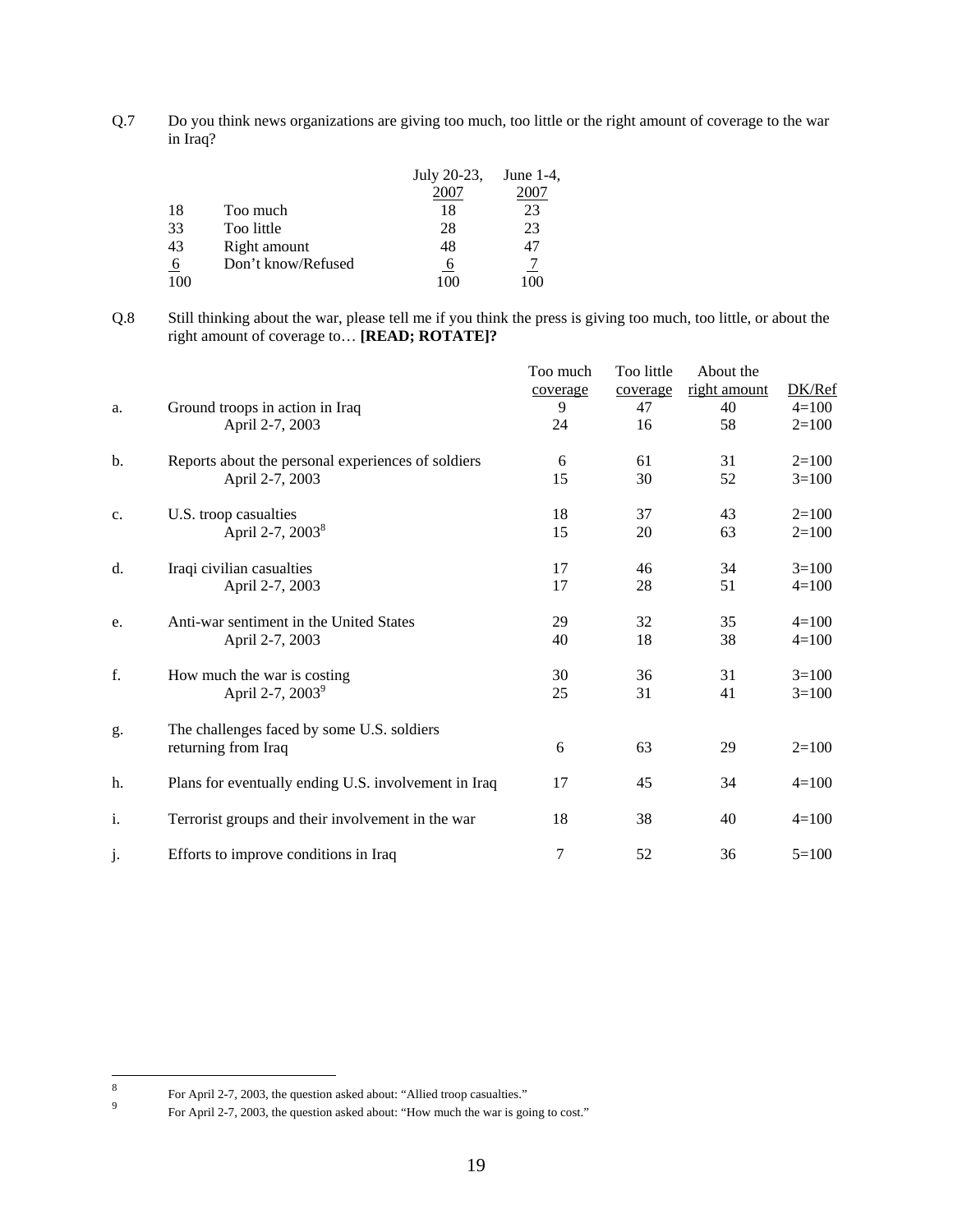Q.7 Do you think news organizations are giving too much, too little or the right amount of coverage to the war in Iraq?

| | | July 20-23, 2007 | June 1-4, 2007 |
|---|---|---|---|
| 18 | Too much | 18 | 23 |
| 33 | Too little | 28 | 23 |
| 43 | Right amount | 48 | 47 |
| 6 | Don't know/Refused | 6 | 7 |
| 100 | | 100 | 100 |

Q.8 Still thinking about the war, please tell me if you think the press is giving too much, too little, or about the right amount of coverage to… **[READ; ROTATE]?**

| | | Too much coverage | Too little coverage | About the right amount | DK/Ref |
|---|---|---|---|---|---|
| a. | Ground troops in action in Iraq | 9 | 47 | 40 | 4=100 |
| | April 2-7, 2003 | 24 | 16 | 58 | 2=100 |
| b. | Reports about the personal experiences of soldiers | 6 | 61 | 31 | 2=100 |
| | April 2-7, 2003 | 15 | 30 | 52 | 3=100 |
| c. | U.S. troop casualties | 18 | 37 | 43 | 2=100 |
| | April 2-7, 2003[8] | 15 | 20 | 63 | 2=100 |
| d. | Iraqi civilian casualties | 17 | 46 | 34 | 3=100 |
| | April 2-7, 2003 | 17 | 28 | 51 | 4=100 |
| e. | Anti-war sentiment in the United States | 29 | 32 | 35 | 4=100 |
| | April 2-7, 2003 | 40 | 18 | 38 | 4=100 |
| f. | How much the war is costing | 30 | 36 | 31 | 3=100 |
| | April 2-7, 2003[9] | 25 | 31 | 41 | 3=100 |
| g. | The challenges faced by some U.S. soldiers returning from Iraq | 6 | 63 | 29 | 2=100 |
| h. | Plans for eventually ending U.S. involvement in Iraq | 17 | 45 | 34 | 4=100 |
| i. | Terrorist groups and their involvement in the war | 18 | 38 | 40 | 4=100 |
| j. | Efforts to improve conditions in Iraq | 7 | 52 | 36 | 5=100 |

[8] For April 2-7, 2003, the question asked about: "Allied troop casualties."

[9] For April 2-7, 2003, the question asked about: "How much the war is going to cost."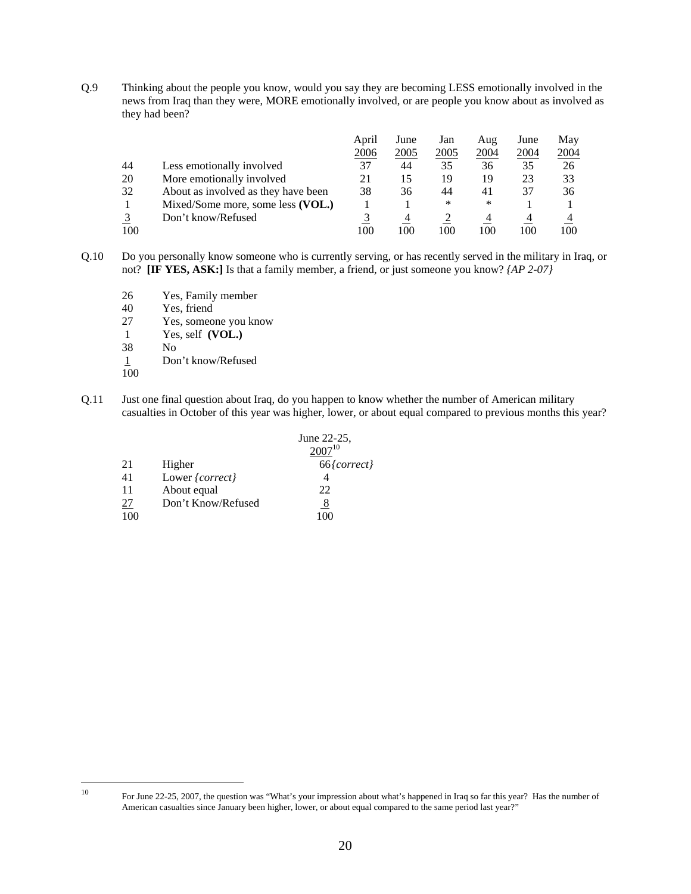Q.9 Thinking about the people you know, would you say they are becoming LESS emotionally involved in the news from Iraq than they were, MORE emotionally involved, or are people you know about as involved as they had been?

| | | April 2006 | June 2005 | Jan 2005 | Aug 2004 | June 2004 | May 2004 |
|---|---|---|---|---|---|---|---|
| 44 | Less emotionally involved | 37 | 44 | 35 | 36 | 35 | 26 |
| 20 | More emotionally involved | 21 | 15 | 19 | 19 | 23 | 33 |
| 32 | About as involved as they have been | 38 | 36 | 44 | 41 | 37 | 36 |
| 1 | Mixed/Some more, some less **(VOL.)** | 1 | 1 | * | * | 1 | 1 |
| 3 | Don't know/Refused | 3 | 4 | 2 | 4 | 4 | 4 |
| 100 | | 100 | 100 | 100 | 100 | 100 | 100 |

Q.10 Do you personally know someone who is currently serving, or has recently served in the military in Iraq, or not? **[IF YES, ASK:]** Is that a family member, a friend, or just someone you know? *{AP 2-07}*

| | |
|---|---|
| 26 | Yes, Family member |
| 40 | Yes, friend |
| 27 | Yes, someone you know |
| 1 | Yes, self **(VOL.)** |
| 38 | No |
| 1 | Don't know/Refused |
| 100 | |

Q.11 Just one final question about Iraq, do you happen to know whether the number of American military casualties in October of this year was higher, lower, or about equal compared to previous months this year?

| | | June 22-25, 2007[10] |
|---|---|---|
| 21 | Higher | 66*{correct}* |
| 41 | Lower *{correct}* | 4 |
| 11 | About equal | 22 |
| 27 | Don't Know/Refused | 8 |
| 100 | | 100 |

[10] For June 22-25, 2007, the question was "What's your impression about what's happened in Iraq so far this year? Has the number of American casualties since January been higher, lower, or about equal compared to the same period last year?"